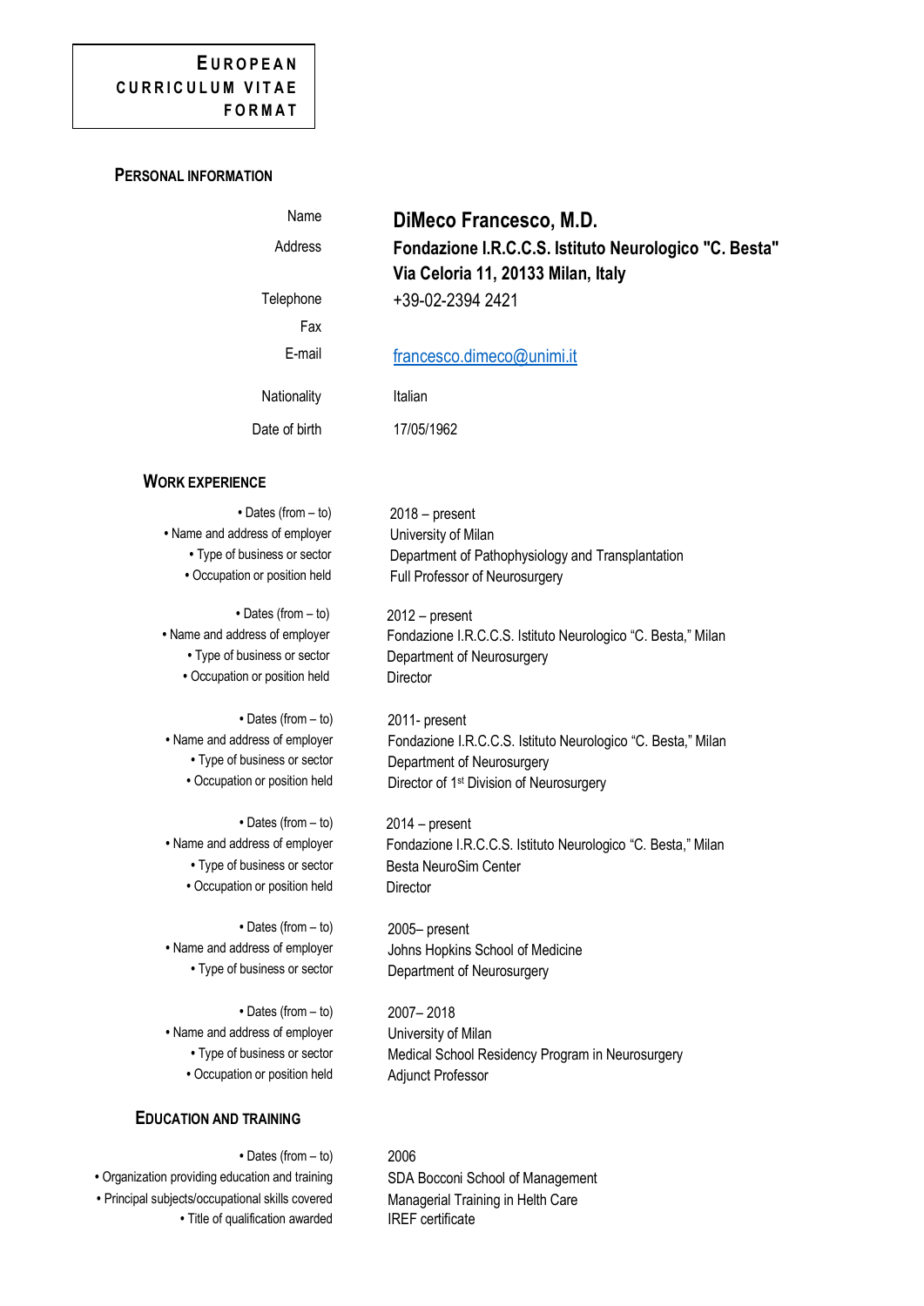# EUROPEAN CURRICULUM VITAE FORMAT

## PERSONAL INFORMATION

| | |
|---|---|
| Name | **DiMeco Francesco, M.D.** |
| Address | **Fondazione I.R.C.C.S. Istituto Neurologico "C. Besta"**<br>**Via Celoria 11, 20133 Milan, Italy** |
| Telephone | +39-02-2394 2421 |
| Fax | |
| E-mail | francesco.dimeco@unimi.it |
| Nationality | Italian |
| Date of birth | 17/05/1962 |

## WORK EXPERIENCE

| | |
|---|---|
| • Dates (from – to) | 2018 – present |
| • Name and address of employer | University of Milan |
| • Type of business or sector | Department of Pathophysiology and Transplantation |
| • Occupation or position held | Full Professor of Neurosurgery |

| | |
|---|---|
| • Dates (from – to) | 2012 – present |
| • Name and address of employer | Fondazione I.R.C.C.S. Istituto Neurologico "C. Besta," Milan |
| • Type of business or sector | Department of Neurosurgery |
| • Occupation or position held | Director |

| | |
|---|---|
| • Dates (from – to) | 2011- present |
| • Name and address of employer | Fondazione I.R.C.C.S. Istituto Neurologico "C. Besta," Milan |
| • Type of business or sector | Department of Neurosurgery |
| • Occupation or position held | Director of 1st Division of Neurosurgery |

| | |
|---|---|
| • Dates (from – to) | 2014 – present |
| • Name and address of employer | Fondazione I.R.C.C.S. Istituto Neurologico "C. Besta," Milan |
| • Type of business or sector | Besta NeuroSim Center |
| • Occupation or position held | Director |

| | |
|---|---|
| • Dates (from – to) | 2005– present |
| • Name and address of employer | Johns Hopkins School of Medicine |
| • Type of business or sector | Department of Neurosurgery |

| | |
|---|---|
| • Dates (from – to) | 2007– 2018 |
| • Name and address of employer | University of Milan |
| • Type of business or sector | Medical School Residency Program in Neurosurgery |
| • Occupation or position held | Adjunct Professor |

## EDUCATION AND TRAINING

| | |
|---|---|
| • Dates (from – to) | 2006 |
| • Organization providing education and training | SDA Bocconi School of Management |
| • Principal subjects/occupational skills covered | Managerial Training in Helth Care |
| • Title of qualification awarded | IREF certificate |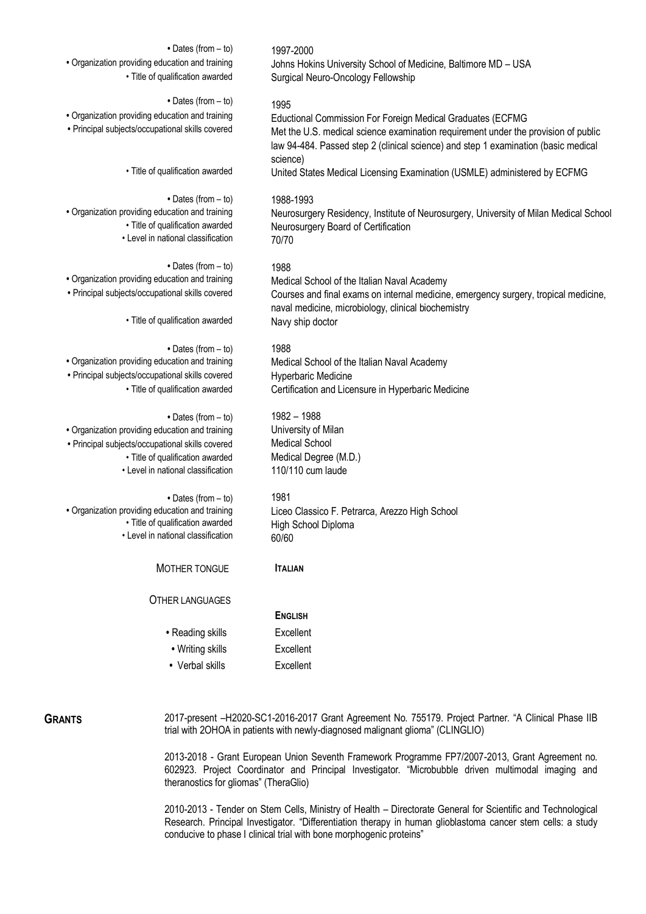- **Dates (from – to)**: 1997-2000
- **Organization providing education and training**: Johns Hokins University School of Medicine, Baltimore MD – USA
- **Title of qualification awarded**: Surgical Neuro-Oncology Fellowship

- **Dates (from – to)**: 1995
- **Organization providing education and training**: Eductional Commission For Foreign Medical Graduates (ECFMG
- **Principal subjects/occupational skills covered**: Met the U.S. medical science examination requirement under the provision of public law 94-484. Passed step 2 (clinical science) and step 1 examination (basic medical science)
- **Title of qualification awarded**: United States Medical Licensing Examination (USMLE) administered by ECFMG

- **Dates (from – to)**: 1988-1993
- **Organization providing education and training**: Neurosurgery Residency, Institute of Neurosurgery, University of Milan Medical School
- **Title of qualification awarded**: Neurosurgery Board of Certification
- **Level in national classification**: 70/70

- **Dates (from – to)**: 1988
- **Organization providing education and training**: Medical School of the Italian Naval Academy
- **Principal subjects/occupational skills covered**: Courses and final exams on internal medicine, emergency surgery, tropical medicine, naval medicine, microbiology, clinical biochemistry
- **Title of qualification awarded**: Navy ship doctor

- **Dates (from – to)**: 1988
- **Organization providing education and training**: Medical School of the Italian Naval Academy
- **Principal subjects/occupational skills covered**: Hyperbaric Medicine
- **Title of qualification awarded**: Certification and Licensure in Hyperbaric Medicine

- **Dates (from – to)**: 1982 – 1988
- **Organization providing education and training**: University of Milan
- **Principal subjects/occupational skills covered**: Medical School
- **Title of qualification awarded**: Medical Degree (M.D.)
- **Level in national classification**: 110/110 cum laude

- **Dates (from – to)**: 1981
- **Organization providing education and training**: Liceo Classico F. Petrarca, Arezzo High School
- **Title of qualification awarded**: High School Diploma
- **Level in national classification**: 60/60

**MOTHER TONGUE**: **ITALIAN**

**OTHER LANGUAGES**

**ENGLISH**

- **Reading skills**: Excellent
- **Writing skills**: Excellent
- **Verbal skills**: Excellent

## GRANTS

2017-present –H2020-SC1-2016-2017 Grant Agreement No. 755179. Project Partner. "A Clinical Phase IIB trial with 2OHOA in patients with newly-diagnosed malignant glioma" (CLINGLIO)

2013-2018 - Grant European Union Seventh Framework Programme FP7/2007-2013, Grant Agreement no. 602923. Project Coordinator and Principal Investigator. "Microbubble driven multimodal imaging and theranostics for gliomas" (TheraGlio)

2010-2013 - Tender on Stem Cells, Ministry of Health – Directorate General for Scientific and Technological Research. Principal Investigator. "Differentiation therapy in human glioblastoma cancer stem cells: a study conducive to phase I clinical trial with bone morphogenic proteins"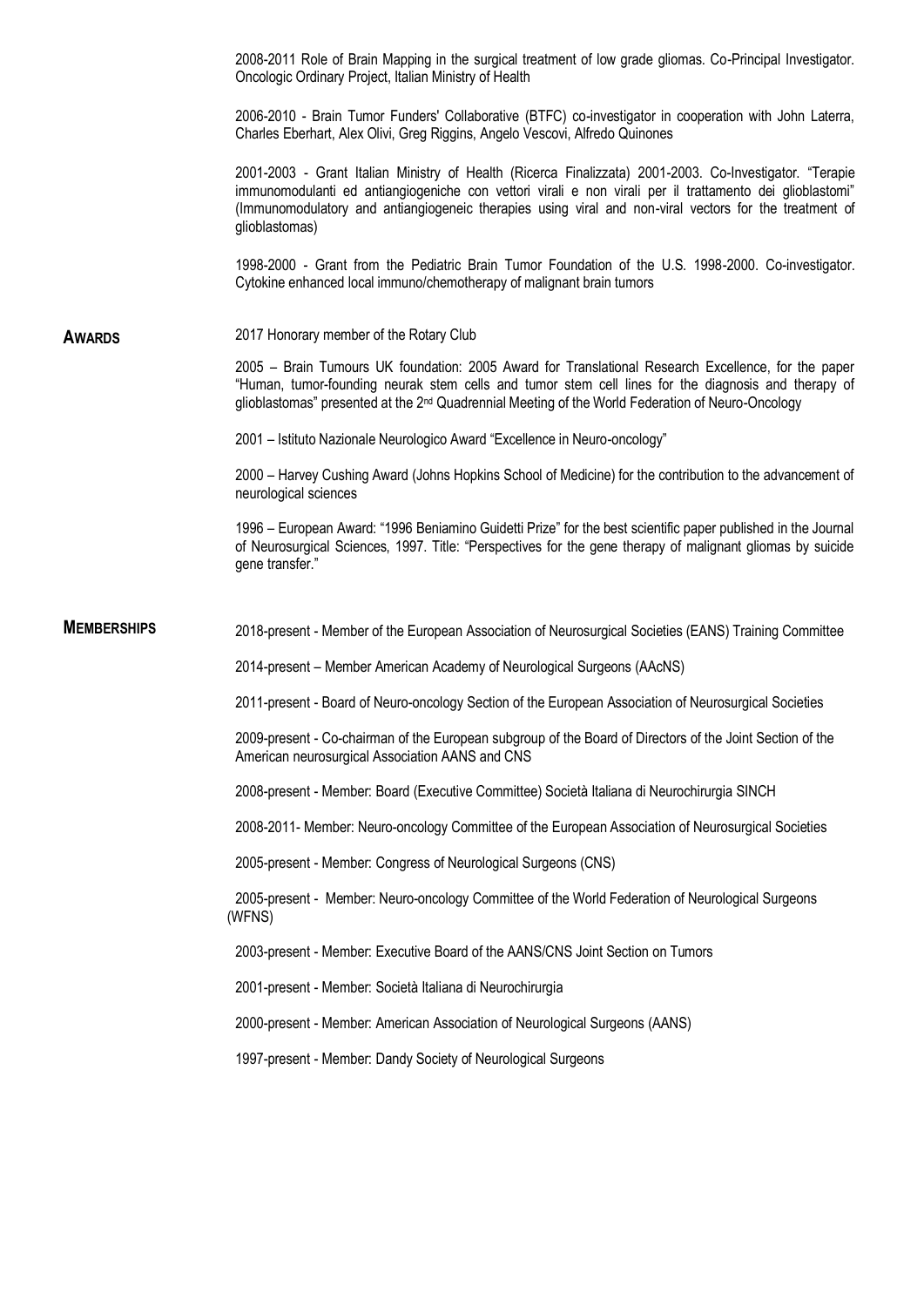2008-2011 Role of Brain Mapping in the surgical treatment of low grade gliomas. Co-Principal Investigator. Oncologic Ordinary Project, Italian Ministry of Health

2006-2010 - Brain Tumor Funders' Collaborative (BTFC) co-investigator in cooperation with John Laterra, Charles Eberhart, Alex Olivi, Greg Riggins, Angelo Vescovi, Alfredo Quinones

2001-2003 - Grant Italian Ministry of Health (Ricerca Finalizzata) 2001-2003. Co-Investigator. "Terapie immunomodulanti ed antiangiogeniche con vettori virali e non virali per il trattamento dei glioblastomi" (Immunomodulatory and antiangiogeneic therapies using viral and non-viral vectors for the treatment of glioblastomas)

1998-2000 - Grant from the Pediatric Brain Tumor Foundation of the U.S. 1998-2000. Co-investigator. Cytokine enhanced local immuno/chemotherapy of malignant brain tumors

## AWARDS

2017 Honorary member of the Rotary Club

2005 – Brain Tumours UK foundation: 2005 Award for Translational Research Excellence, for the paper "Human, tumor-founding neurak stem cells and tumor stem cell lines for the diagnosis and therapy of glioblastomas" presented at the 2nd Quadrennial Meeting of the World Federation of Neuro-Oncology

2001 – Istituto Nazionale Neurologico Award "Excellence in Neuro-oncology"

2000 – Harvey Cushing Award (Johns Hopkins School of Medicine) for the contribution to the advancement of neurological sciences

1996 – European Award: "1996 Beniamino Guidetti Prize" for the best scientific paper published in the Journal of Neurosurgical Sciences, 1997. Title: "Perspectives for the gene therapy of malignant gliomas by suicide gene transfer."

## MEMBERSHIPS

2018-present - Member of the European Association of Neurosurgical Societies (EANS) Training Committee

2014-present – Member American Academy of Neurological Surgeons (AAcNS)

2011-present - Board of Neuro-oncology Section of the European Association of Neurosurgical Societies

2009-present - Co-chairman of the European subgroup of the Board of Directors of the Joint Section of the American neurosurgical Association AANS and CNS

2008-present - Member: Board (Executive Committee) Società Italiana di Neurochirurgia SINCH

2008-2011- Member: Neuro-oncology Committee of the European Association of Neurosurgical Societies

2005-present - Member: Congress of Neurological Surgeons (CNS)

2005-present - Member: Neuro-oncology Committee of the World Federation of Neurological Surgeons (WFNS)

2003-present - Member: Executive Board of the AANS/CNS Joint Section on Tumors

2001-present - Member: Società Italiana di Neurochirurgia

2000-present - Member: American Association of Neurological Surgeons (AANS)

1997-present - Member: Dandy Society of Neurological Surgeons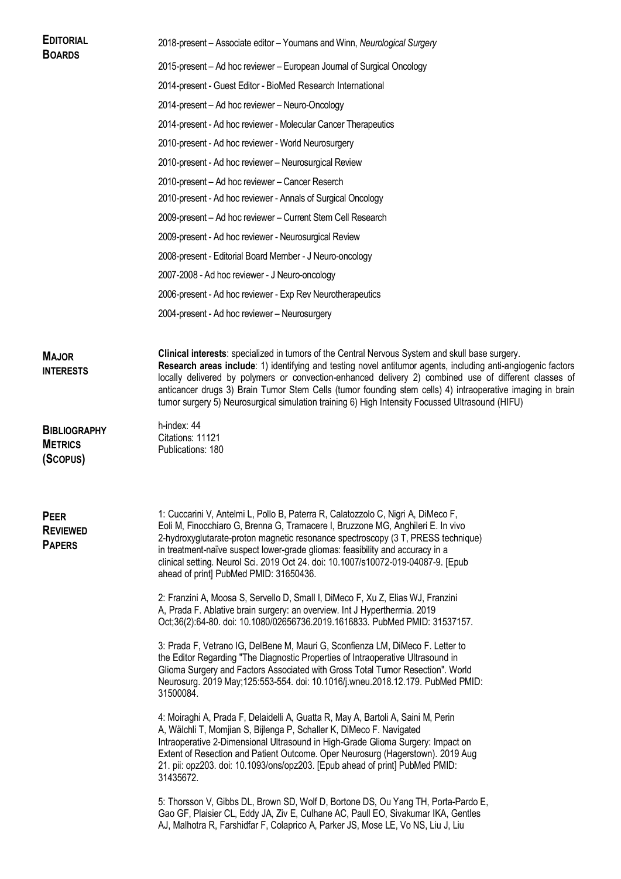## Editorial Boards

2018-present – Associate editor – Youmans and Winn, *Neurological Surgery*

2015-present – Ad hoc reviewer – European Journal of Surgical Oncology

2014-present - Guest Editor - BioMed Research International

2014-present – Ad hoc reviewer – Neuro-Oncology

2014-present - Ad hoc reviewer - Molecular Cancer Therapeutics

2010-present - Ad hoc reviewer - World Neurosurgery

2010-present - Ad hoc reviewer – Neurosurgical Review

2010-present – Ad hoc reviewer – Cancer Reserch

2010-present - Ad hoc reviewer - Annals of Surgical Oncology

2009-present – Ad hoc reviewer – Current Stem Cell Research

2009-present - Ad hoc reviewer - Neurosurgical Review

2008-present - Editorial Board Member - J Neuro-oncology

2007-2008 - Ad hoc reviewer - J Neuro-oncology

2006-present - Ad hoc reviewer - Exp Rev Neurotherapeutics

2004-present - Ad hoc reviewer – Neurosurgery

## Major Interests

**Clinical interests**: specialized in tumors of the Central Nervous System and skull base surgery.
**Research areas include**: 1) identifying and testing novel antitumor agents, including anti-angiogenic factors locally delivered by polymers or convection-enhanced delivery 2) combined use of different classes of anticancer drugs 3) Brain Tumor Stem Cells (tumor founding stem cells) 4) intraoperative imaging in brain tumor surgery 5) Neurosurgical simulation training 6) High Intensity Focussed Ultrasound (HIFU)

## Bibliography Metrics (Scopus)

h-index: 44
Citations: 11121
Publications: 180

## Peer Reviewed Papers

1: Cuccarini V, Antelmi L, Pollo B, Paterra R, Calatozzolo C, Nigri A, DiMeco F, Eoli M, Finocchiaro G, Brenna G, Tramacere I, Bruzzone MG, Anghileri E. In vivo 2-hydroxyglutarate-proton magnetic resonance spectroscopy (3 T, PRESS technique) in treatment-naïve suspect lower-grade gliomas: feasibility and accuracy in a clinical setting. Neurol Sci. 2019 Oct 24. doi: 10.1007/s10072-019-04087-9. [Epub ahead of print] PubMed PMID: 31650436.

2: Franzini A, Moosa S, Servello D, Small I, DiMeco F, Xu Z, Elias WJ, Franzini A, Prada F. Ablative brain surgery: an overview. Int J Hyperthermia. 2019 Oct;36(2):64-80. doi: 10.1080/02656736.2019.1616833. PubMed PMID: 31537157.

3: Prada F, Vetrano IG, DelBene M, Mauri G, Sconfienza LM, DiMeco F. Letter to the Editor Regarding "The Diagnostic Properties of Intraoperative Ultrasound in Glioma Surgery and Factors Associated with Gross Total Tumor Resection". World Neurosurg. 2019 May;125:553-554. doi: 10.1016/j.wneu.2018.12.179. PubMed PMID: 31500084.

4: Moiraghi A, Prada F, Delaidelli A, Guatta R, May A, Bartoli A, Saini M, Perin A, Wälchli T, Momjian S, Bijlenga P, Schaller K, DiMeco F. Navigated Intraoperative 2-Dimensional Ultrasound in High-Grade Glioma Surgery: Impact on Extent of Resection and Patient Outcome. Oper Neurosurg (Hagerstown). 2019 Aug 21. pii: opz203. doi: 10.1093/ons/opz203. [Epub ahead of print] PubMed PMID: 31435672.

5: Thorsson V, Gibbs DL, Brown SD, Wolf D, Bortone DS, Ou Yang TH, Porta-Pardo E, Gao GF, Plaisier CL, Eddy JA, Ziv E, Culhane AC, Paull EO, Sivakumar IKA, Gentles AJ, Malhotra R, Farshidfar F, Colaprico A, Parker JS, Mose LE, Vo NS, Liu J, Liu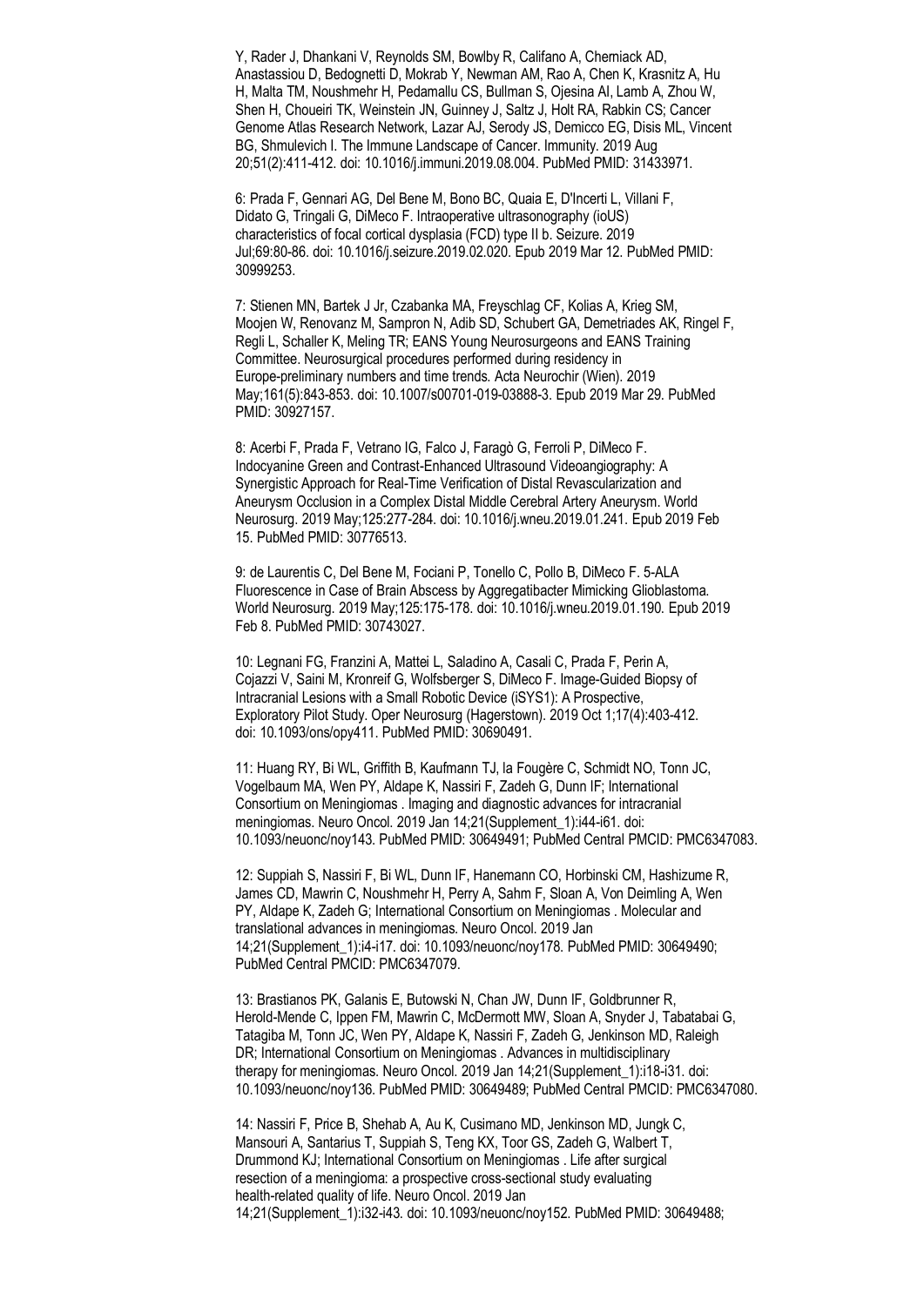Y, Rader J, Dhankani V, Reynolds SM, Bowlby R, Califano A, Cherniack AD, Anastassiou D, Bedognetti D, Mokrab Y, Newman AM, Rao A, Chen K, Krasnitz A, Hu H, Malta TM, Noushmehr H, Pedamallu CS, Bullman S, Ojesina AI, Lamb A, Zhou W, Shen H, Choueiri TK, Weinstein JN, Guinney J, Saltz J, Holt RA, Rabkin CS; Cancer Genome Atlas Research Network, Lazar AJ, Serody JS, Demicco EG, Disis ML, Vincent BG, Shmulevich I. The Immune Landscape of Cancer. Immunity. 2019 Aug 20;51(2):411-412. doi: 10.1016/j.immuni.2019.08.004. PubMed PMID: 31433971.

6: Prada F, Gennari AG, Del Bene M, Bono BC, Quaia E, D'Incerti L, Villani F, Didato G, Tringali G, DiMeco F. Intraoperative ultrasonography (ioUS) characteristics of focal cortical dysplasia (FCD) type II b. Seizure. 2019 Jul;69:80-86. doi: 10.1016/j.seizure.2019.02.020. Epub 2019 Mar 12. PubMed PMID: 30999253.

7: Stienen MN, Bartek J Jr, Czabanka MA, Freyschlag CF, Kolias A, Krieg SM, Moojen W, Renovanz M, Sampron N, Adib SD, Schubert GA, Demetriades AK, Ringel F, Regli L, Schaller K, Meling TR; EANS Young Neurosurgeons and EANS Training Committee. Neurosurgical procedures performed during residency in Europe-preliminary numbers and time trends. Acta Neurochir (Wien). 2019 May;161(5):843-853. doi: 10.1007/s00701-019-03888-3. Epub 2019 Mar 29. PubMed PMID: 30927157.

8: Acerbi F, Prada F, Vetrano IG, Falco J, Faragò G, Ferroli P, DiMeco F. Indocyanine Green and Contrast-Enhanced Ultrasound Videoangiography: A Synergistic Approach for Real-Time Verification of Distal Revascularization and Aneurysm Occlusion in a Complex Distal Middle Cerebral Artery Aneurysm. World Neurosurg. 2019 May;125:277-284. doi: 10.1016/j.wneu.2019.01.241. Epub 2019 Feb 15. PubMed PMID: 30776513.

9: de Laurentis C, Del Bene M, Fociani P, Tonello C, Pollo B, DiMeco F. 5-ALA Fluorescence in Case of Brain Abscess by Aggregatibacter Mimicking Glioblastoma. World Neurosurg. 2019 May;125:175-178. doi: 10.1016/j.wneu.2019.01.190. Epub 2019 Feb 8. PubMed PMID: 30743027.

10: Legnani FG, Franzini A, Mattei L, Saladino A, Casali C, Prada F, Perin A, Cojazzi V, Saini M, Kronreif G, Wolfsberger S, DiMeco F. Image-Guided Biopsy of Intracranial Lesions with a Small Robotic Device (iSYS1): A Prospective, Exploratory Pilot Study. Oper Neurosurg (Hagerstown). 2019 Oct 1;17(4):403-412. doi: 10.1093/ons/opy411. PubMed PMID: 30690491.

11: Huang RY, Bi WL, Griffith B, Kaufmann TJ, la Fougère C, Schmidt NO, Tonn JC, Vogelbaum MA, Wen PY, Aldape K, Nassiri F, Zadeh G, Dunn IF; International Consortium on Meningiomas . Imaging and diagnostic advances for intracranial meningiomas. Neuro Oncol. 2019 Jan 14;21(Supplement_1):i44-i61. doi: 10.1093/neuonc/noy143. PubMed PMID: 30649491; PubMed Central PMCID: PMC6347083.

12: Suppiah S, Nassiri F, Bi WL, Dunn IF, Hanemann CO, Horbinski CM, Hashizume R, James CD, Mawrin C, Noushmehr H, Perry A, Sahm F, Sloan A, Von Deimling A, Wen PY, Aldape K, Zadeh G; International Consortium on Meningiomas . Molecular and translational advances in meningiomas. Neuro Oncol. 2019 Jan 14;21(Supplement_1):i4-i17. doi: 10.1093/neuonc/noy178. PubMed PMID: 30649490; PubMed Central PMCID: PMC6347079.

13: Brastianos PK, Galanis E, Butowski N, Chan JW, Dunn IF, Goldbrunner R, Herold-Mende C, Ippen FM, Mawrin C, McDermott MW, Sloan A, Snyder J, Tabatabai G, Tatagiba M, Tonn JC, Wen PY, Aldape K, Nassiri F, Zadeh G, Jenkinson MD, Raleigh DR; International Consortium on Meningiomas . Advances in multidisciplinary therapy for meningiomas. Neuro Oncol. 2019 Jan 14;21(Supplement_1):i18-i31. doi: 10.1093/neuonc/noy136. PubMed PMID: 30649489; PubMed Central PMCID: PMC6347080.

14: Nassiri F, Price B, Shehab A, Au K, Cusimano MD, Jenkinson MD, Jungk C, Mansouri A, Santarius T, Suppiah S, Teng KX, Toor GS, Zadeh G, Walbert T, Drummond KJ; International Consortium on Meningiomas . Life after surgical resection of a meningioma: a prospective cross-sectional study evaluating health-related quality of life. Neuro Oncol. 2019 Jan 14;21(Supplement_1):i32-i43. doi: 10.1093/neuonc/noy152. PubMed PMID: 30649488;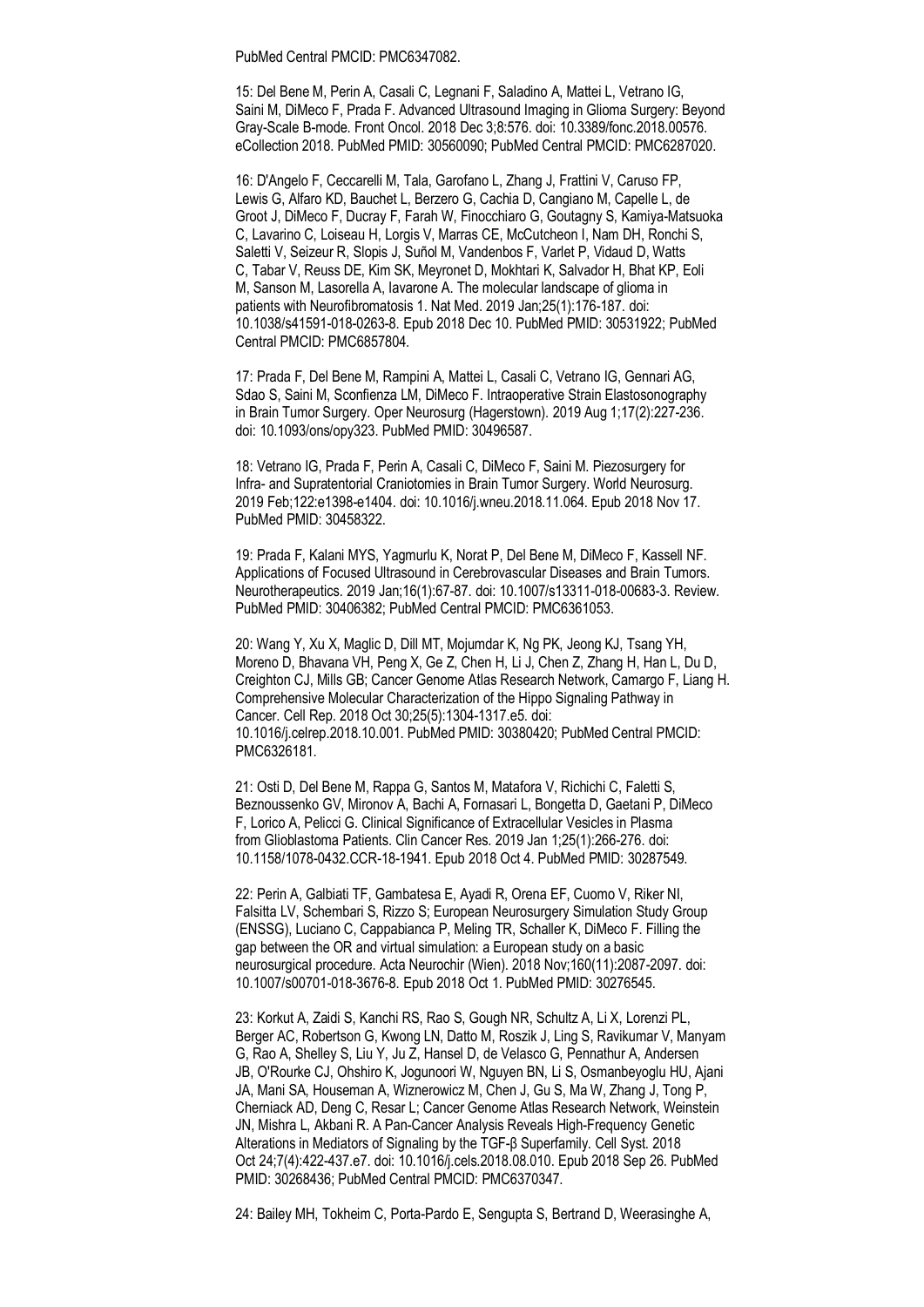PubMed Central PMCID: PMC6347082.

15: Del Bene M, Perin A, Casali C, Legnani F, Saladino A, Mattei L, Vetrano IG, Saini M, DiMeco F, Prada F. Advanced Ultrasound Imaging in Glioma Surgery: Beyond Gray-Scale B-mode. Front Oncol. 2018 Dec 3;8:576. doi: 10.3389/fonc.2018.00576. eCollection 2018. PubMed PMID: 30560090; PubMed Central PMCID: PMC6287020.

16: D'Angelo F, Ceccarelli M, Tala, Garofano L, Zhang J, Frattini V, Caruso FP, Lewis G, Alfaro KD, Bauchet L, Berzero G, Cachia D, Cangiano M, Capelle L, de Groot J, DiMeco F, Ducray F, Farah W, Finocchiaro G, Goutagny S, Kamiya-Matsuoka C, Lavarino C, Loiseau H, Lorgis V, Marras CE, McCutcheon I, Nam DH, Ronchi S, Saletti V, Seizeur R, Slopis J, Suñol M, Vandenbos F, Varlet P, Vidaud D, Watts C, Tabar V, Reuss DE, Kim SK, Meyronet D, Mokhtari K, Salvador H, Bhat KP, Eoli M, Sanson M, Lasorella A, Iavarone A. The molecular landscape of glioma in patients with Neurofibromatosis 1. Nat Med. 2019 Jan;25(1):176-187. doi: 10.1038/s41591-018-0263-8. Epub 2018 Dec 10. PubMed PMID: 30531922; PubMed Central PMCID: PMC6857804.

17: Prada F, Del Bene M, Rampini A, Mattei L, Casali C, Vetrano IG, Gennari AG, Sdao S, Saini M, Sconfienza LM, DiMeco F. Intraoperative Strain Elastosonography in Brain Tumor Surgery. Oper Neurosurg (Hagerstown). 2019 Aug 1;17(2):227-236. doi: 10.1093/ons/opy323. PubMed PMID: 30496587.

18: Vetrano IG, Prada F, Perin A, Casali C, DiMeco F, Saini M. Piezosurgery for Infra- and Supratentorial Craniotomies in Brain Tumor Surgery. World Neurosurg. 2019 Feb;122:e1398-e1404. doi: 10.1016/j.wneu.2018.11.064. Epub 2018 Nov 17. PubMed PMID: 30458322.

19: Prada F, Kalani MYS, Yagmurlu K, Norat P, Del Bene M, DiMeco F, Kassell NF. Applications of Focused Ultrasound in Cerebrovascular Diseases and Brain Tumors. Neurotherapeutics. 2019 Jan;16(1):67-87. doi: 10.1007/s13311-018-00683-3. Review. PubMed PMID: 30406382; PubMed Central PMCID: PMC6361053.

20: Wang Y, Xu X, Maglic D, Dill MT, Mojumdar K, Ng PK, Jeong KJ, Tsang YH, Moreno D, Bhavana VH, Peng X, Ge Z, Chen H, Li J, Chen Z, Zhang H, Han L, Du D, Creighton CJ, Mills GB; Cancer Genome Atlas Research Network, Camargo F, Liang H. Comprehensive Molecular Characterization of the Hippo Signaling Pathway in Cancer. Cell Rep. 2018 Oct 30;25(5):1304-1317.e5. doi: 10.1016/j.celrep.2018.10.001. PubMed PMID: 30380420; PubMed Central PMCID: PMC6326181.

21: Osti D, Del Bene M, Rappa G, Santos M, Matafora V, Richichi C, Faletti S, Beznoussenko GV, Mironov A, Bachi A, Fornasari L, Bongetta D, Gaetani P, DiMeco F, Lorico A, Pelicci G. Clinical Significance of Extracellular Vesicles in Plasma from Glioblastoma Patients. Clin Cancer Res. 2019 Jan 1;25(1):266-276. doi: 10.1158/1078-0432.CCR-18-1941. Epub 2018 Oct 4. PubMed PMID: 30287549.

22: Perin A, Galbiati TF, Gambatesa E, Ayadi R, Orena EF, Cuomo V, Riker NI, Falsitta LV, Schembari S, Rizzo S; European Neurosurgery Simulation Study Group (ENSSG), Luciano C, Cappabianca P, Meling TR, Schaller K, DiMeco F. Filling the gap between the OR and virtual simulation: a European study on a basic neurosurgical procedure. Acta Neurochir (Wien). 2018 Nov;160(11):2087-2097. doi: 10.1007/s00701-018-3676-8. Epub 2018 Oct 1. PubMed PMID: 30276545.

23: Korkut A, Zaidi S, Kanchi RS, Rao S, Gough NR, Schultz A, Li X, Lorenzi PL, Berger AC, Robertson G, Kwong LN, Datto M, Roszik J, Ling S, Ravikumar V, Manyam G, Rao A, Shelley S, Liu Y, Ju Z, Hansel D, de Velasco G, Pennathur A, Andersen JB, O'Rourke CJ, Ohshiro K, Jogunoori W, Nguyen BN, Li S, Osmanbeyoglu HU, Ajani JA, Mani SA, Houseman A, Wiznerowicz M, Chen J, Gu S, Ma W, Zhang J, Tong P, Cherniack AD, Deng C, Resar L; Cancer Genome Atlas Research Network, Weinstein JN, Mishra L, Akbani R. A Pan-Cancer Analysis Reveals High-Frequency Genetic Alterations in Mediators of Signaling by the TGF-β Superfamily. Cell Syst. 2018 Oct 24;7(4):422-437.e7. doi: 10.1016/j.cels.2018.08.010. Epub 2018 Sep 26. PubMed PMID: 30268436; PubMed Central PMCID: PMC6370347.

24: Bailey MH, Tokheim C, Porta-Pardo E, Sengupta S, Bertrand D, Weerasinghe A,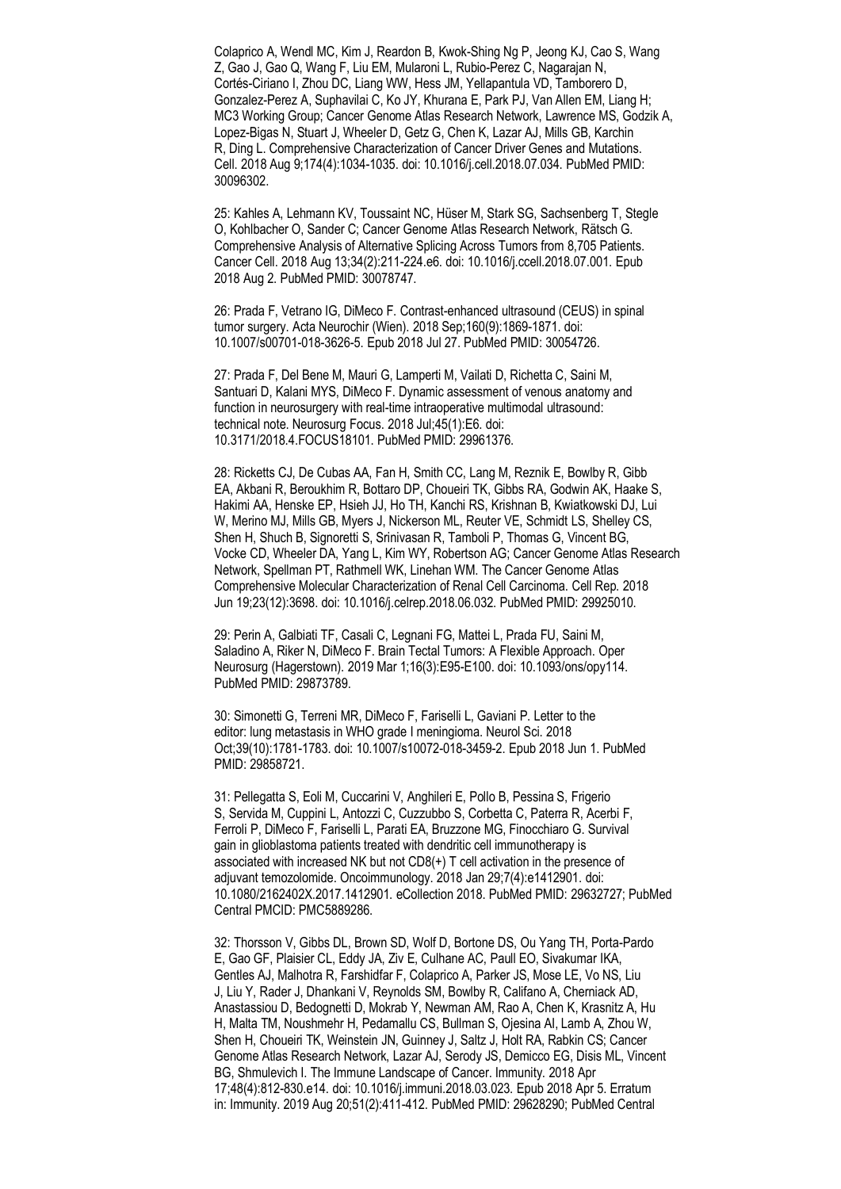Colaprico A, Wendl MC, Kim J, Reardon B, Kwok-Shing Ng P, Jeong KJ, Cao S, Wang Z, Gao J, Gao Q, Wang F, Liu EM, Mularoni L, Rubio-Perez C, Nagarajan N, Cortés-Ciriano I, Zhou DC, Liang WW, Hess JM, Yellapantula VD, Tamborero D, Gonzalez-Perez A, Suphavilai C, Ko JY, Khurana E, Park PJ, Van Allen EM, Liang H; MC3 Working Group; Cancer Genome Atlas Research Network, Lawrence MS, Godzik A, Lopez-Bigas N, Stuart J, Wheeler D, Getz G, Chen K, Lazar AJ, Mills GB, Karchin R, Ding L. Comprehensive Characterization of Cancer Driver Genes and Mutations. Cell. 2018 Aug 9;174(4):1034-1035. doi: 10.1016/j.cell.2018.07.034. PubMed PMID: 30096302.

25: Kahles A, Lehmann KV, Toussaint NC, Hüser M, Stark SG, Sachsenberg T, Stegle O, Kohlbacher O, Sander C; Cancer Genome Atlas Research Network, Rätsch G. Comprehensive Analysis of Alternative Splicing Across Tumors from 8,705 Patients. Cancer Cell. 2018 Aug 13;34(2):211-224.e6. doi: 10.1016/j.ccell.2018.07.001. Epub 2018 Aug 2. PubMed PMID: 30078747.

26: Prada F, Vetrano IG, DiMeco F. Contrast-enhanced ultrasound (CEUS) in spinal tumor surgery. Acta Neurochir (Wien). 2018 Sep;160(9):1869-1871. doi: 10.1007/s00701-018-3626-5. Epub 2018 Jul 27. PubMed PMID: 30054726.

27: Prada F, Del Bene M, Mauri G, Lamperti M, Vailati D, Richetta C, Saini M, Santuari D, Kalani MYS, DiMeco F. Dynamic assessment of venous anatomy and function in neurosurgery with real-time intraoperative multimodal ultrasound: technical note. Neurosurg Focus. 2018 Jul;45(1):E6. doi: 10.3171/2018.4.FOCUS18101. PubMed PMID: 29961376.

28: Ricketts CJ, De Cubas AA, Fan H, Smith CC, Lang M, Reznik E, Bowlby R, Gibb EA, Akbani R, Beroukhim R, Bottaro DP, Choueiri TK, Gibbs RA, Godwin AK, Haake S, Hakimi AA, Henske EP, Hsieh JJ, Ho TH, Kanchi RS, Krishnan B, Kwiatkowski DJ, Lui W, Merino MJ, Mills GB, Myers J, Nickerson ML, Reuter VE, Schmidt LS, Shelley CS, Shen H, Shuch B, Signoretti S, Srinivasan R, Tamboli P, Thomas G, Vincent BG, Vocke CD, Wheeler DA, Yang L, Kim WY, Robertson AG; Cancer Genome Atlas Research Network, Spellman PT, Rathmell WK, Linehan WM. The Cancer Genome Atlas Comprehensive Molecular Characterization of Renal Cell Carcinoma. Cell Rep. 2018 Jun 19;23(12):3698. doi: 10.1016/j.celrep.2018.06.032. PubMed PMID: 29925010.

29: Perin A, Galbiati TF, Casali C, Legnani FG, Mattei L, Prada FU, Saini M, Saladino A, Riker N, DiMeco F. Brain Tectal Tumors: A Flexible Approach. Oper Neurosurg (Hagerstown). 2019 Mar 1;16(3):E95-E100. doi: 10.1093/ons/opy114. PubMed PMID: 29873789.

30: Simonetti G, Terreni MR, DiMeco F, Fariselli L, Gaviani P. Letter to the editor: lung metastasis in WHO grade I meningioma. Neurol Sci. 2018 Oct;39(10):1781-1783. doi: 10.1007/s10072-018-3459-2. Epub 2018 Jun 1. PubMed PMID: 29858721.

31: Pellegatta S, Eoli M, Cuccarini V, Anghileri E, Pollo B, Pessina S, Frigerio S, Servida M, Cuppini L, Antozzi C, Cuzzubbo S, Corbetta C, Paterra R, Acerbi F, Ferroli P, DiMeco F, Fariselli L, Parati EA, Bruzzone MG, Finocchiaro G. Survival gain in glioblastoma patients treated with dendritic cell immunotherapy is associated with increased NK but not CD8(+) T cell activation in the presence of adjuvant temozolomide. Oncoimmunology. 2018 Jan 29;7(4):e1412901. doi: 10.1080/2162402X.2017.1412901. eCollection 2018. PubMed PMID: 29632727; PubMed Central PMCID: PMC5889286.

32: Thorsson V, Gibbs DL, Brown SD, Wolf D, Bortone DS, Ou Yang TH, Porta-Pardo E, Gao GF, Plaisier CL, Eddy JA, Ziv E, Culhane AC, Paull EO, Sivakumar IKA, Gentles AJ, Malhotra R, Farshidfar F, Colaprico A, Parker JS, Mose LE, Vo NS, Liu J, Liu Y, Rader J, Dhankani V, Reynolds SM, Bowlby R, Califano A, Cherniack AD, Anastassiou D, Bedognetti D, Mokrab Y, Newman AM, Rao A, Chen K, Krasnitz A, Hu H, Malta TM, Noushmehr H, Pedamallu CS, Bullman S, Ojesina AI, Lamb A, Zhou W, Shen H, Choueiri TK, Weinstein JN, Guinney J, Saltz J, Holt RA, Rabkin CS; Cancer Genome Atlas Research Network, Lazar AJ, Serody JS, Demicco EG, Disis ML, Vincent BG, Shmulevich I. The Immune Landscape of Cancer. Immunity. 2018 Apr 17;48(4):812-830.e14. doi: 10.1016/j.immuni.2018.03.023. Epub 2018 Apr 5. Erratum in: Immunity. 2019 Aug 20;51(2):411-412. PubMed PMID: 29628290; PubMed Central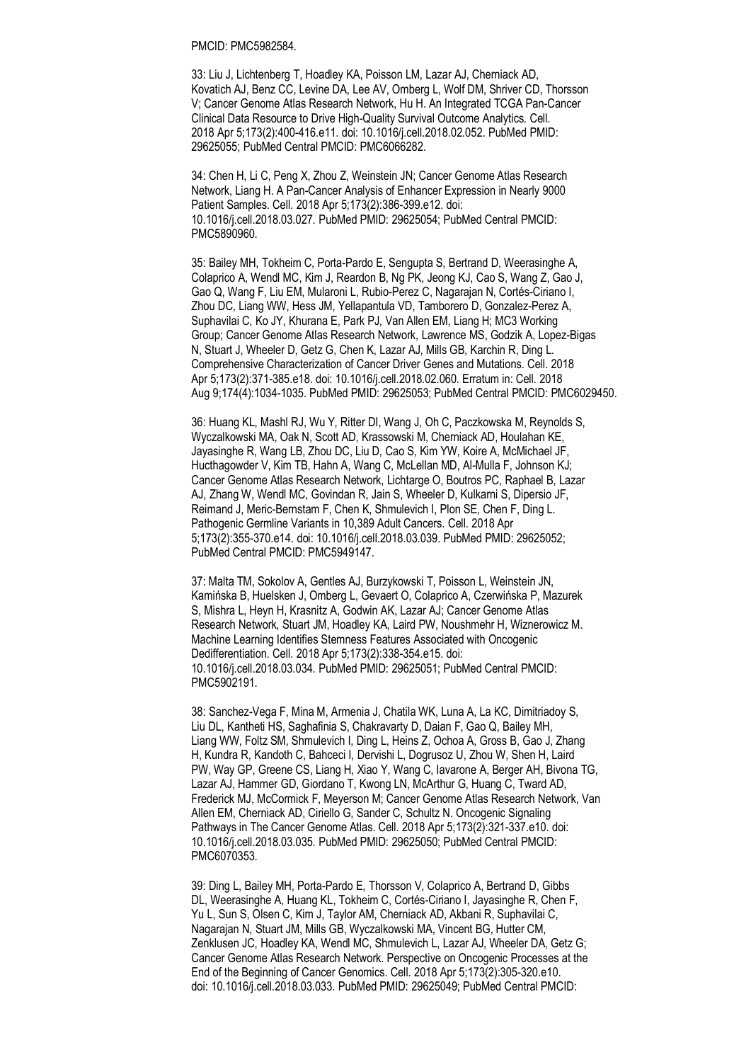PMCID: PMC5982584.

33: Liu J, Lichtenberg T, Hoadley KA, Poisson LM, Lazar AJ, Cherniack AD, Kovatich AJ, Benz CC, Levine DA, Lee AV, Omberg L, Wolf DM, Shriver CD, Thorsson V; Cancer Genome Atlas Research Network, Hu H. An Integrated TCGA Pan-Cancer Clinical Data Resource to Drive High-Quality Survival Outcome Analytics. Cell. 2018 Apr 5;173(2):400-416.e11. doi: 10.1016/j.cell.2018.02.052. PubMed PMID: 29625055; PubMed Central PMCID: PMC6066282.

34: Chen H, Li C, Peng X, Zhou Z, Weinstein JN; Cancer Genome Atlas Research Network, Liang H. A Pan-Cancer Analysis of Enhancer Expression in Nearly 9000 Patient Samples. Cell. 2018 Apr 5;173(2):386-399.e12. doi: 10.1016/j.cell.2018.03.027. PubMed PMID: 29625054; PubMed Central PMCID: PMC5890960.

35: Bailey MH, Tokheim C, Porta-Pardo E, Sengupta S, Bertrand D, Weerasinghe A, Colaprico A, Wendl MC, Kim J, Reardon B, Ng PK, Jeong KJ, Cao S, Wang Z, Gao J, Gao Q, Wang F, Liu EM, Mularoni L, Rubio-Perez C, Nagarajan N, Cortés-Ciriano I, Zhou DC, Liang WW, Hess JM, Yellapantula VD, Tamborero D, Gonzalez-Perez A, Suphavilai C, Ko JY, Khurana E, Park PJ, Van Allen EM, Liang H; MC3 Working Group; Cancer Genome Atlas Research Network, Lawrence MS, Godzik A, Lopez-Bigas N, Stuart J, Wheeler D, Getz G, Chen K, Lazar AJ, Mills GB, Karchin R, Ding L. Comprehensive Characterization of Cancer Driver Genes and Mutations. Cell. 2018 Apr 5;173(2):371-385.e18. doi: 10.1016/j.cell.2018.02.060. Erratum in: Cell. 2018 Aug 9;174(4):1034-1035. PubMed PMID: 29625053; PubMed Central PMCID: PMC6029450.

36: Huang KL, Mashl RJ, Wu Y, Ritter DI, Wang J, Oh C, Paczkowska M, Reynolds S, Wyczalkowski MA, Oak N, Scott AD, Krassowski M, Cherniack AD, Houlahan KE, Jayasinghe R, Wang LB, Zhou DC, Liu D, Cao S, Kim YW, Koire A, McMichael JF, Hucthagowder V, Kim TB, Hahn A, Wang C, McLellan MD, Al-Mulla F, Johnson KJ; Cancer Genome Atlas Research Network, Lichtarge O, Boutros PC, Raphael B, Lazar AJ, Zhang W, Wendl MC, Govindan R, Jain S, Wheeler D, Kulkarni S, Dipersio JF, Reimand J, Meric-Bernstam F, Chen K, Shmulevich I, Plon SE, Chen F, Ding L. Pathogenic Germline Variants in 10,389 Adult Cancers. Cell. 2018 Apr 5;173(2):355-370.e14. doi: 10.1016/j.cell.2018.03.039. PubMed PMID: 29625052; PubMed Central PMCID: PMC5949147.

37: Malta TM, Sokolov A, Gentles AJ, Burzykowski T, Poisson L, Weinstein JN, Kamińska B, Huelsken J, Omberg L, Gevaert O, Colaprico A, Czerwińska P, Mazurek S, Mishra L, Heyn H, Krasnitz A, Godwin AK, Lazar AJ; Cancer Genome Atlas Research Network, Stuart JM, Hoadley KA, Laird PW, Noushmehr H, Wiznerowicz M. Machine Learning Identifies Stemness Features Associated with Oncogenic Dedifferentiation. Cell. 2018 Apr 5;173(2):338-354.e15. doi: 10.1016/j.cell.2018.03.034. PubMed PMID: 29625051; PubMed Central PMCID: PMC5902191.

38: Sanchez-Vega F, Mina M, Armenia J, Chatila WK, Luna A, La KC, Dimitriadoy S, Liu DL, Kantheti HS, Saghafinia S, Chakravarty D, Daian F, Gao Q, Bailey MH, Liang WW, Foltz SM, Shmulevich I, Ding L, Heins Z, Ochoa A, Gross B, Gao J, Zhang H, Kundra R, Kandoth C, Bahceci I, Dervishi L, Dogrusoz U, Zhou W, Shen H, Laird PW, Way GP, Greene CS, Liang H, Xiao Y, Wang C, Iavarone A, Berger AH, Bivona TG, Lazar AJ, Hammer GD, Giordano T, Kwong LN, McArthur G, Huang C, Tward AD, Frederick MJ, McCormick F, Meyerson M; Cancer Genome Atlas Research Network, Van Allen EM, Cherniack AD, Ciriello G, Sander C, Schultz N. Oncogenic Signaling Pathways in The Cancer Genome Atlas. Cell. 2018 Apr 5;173(2):321-337.e10. doi: 10.1016/j.cell.2018.03.035. PubMed PMID: 29625050; PubMed Central PMCID: PMC6070353.

39: Ding L, Bailey MH, Porta-Pardo E, Thorsson V, Colaprico A, Bertrand D, Gibbs DL, Weerasinghe A, Huang KL, Tokheim C, Cortés-Ciriano I, Jayasinghe R, Chen F, Yu L, Sun S, Olsen C, Kim J, Taylor AM, Cherniack AD, Akbani R, Suphavilai C, Nagarajan N, Stuart JM, Mills GB, Wyczalkowski MA, Vincent BG, Hutter CM, Zenklusen JC, Hoadley KA, Wendl MC, Shmulevich L, Lazar AJ, Wheeler DA, Getz G; Cancer Genome Atlas Research Network. Perspective on Oncogenic Processes at the End of the Beginning of Cancer Genomics. Cell. 2018 Apr 5;173(2):305-320.e10. doi: 10.1016/j.cell.2018.03.033. PubMed PMID: 29625049; PubMed Central PMCID: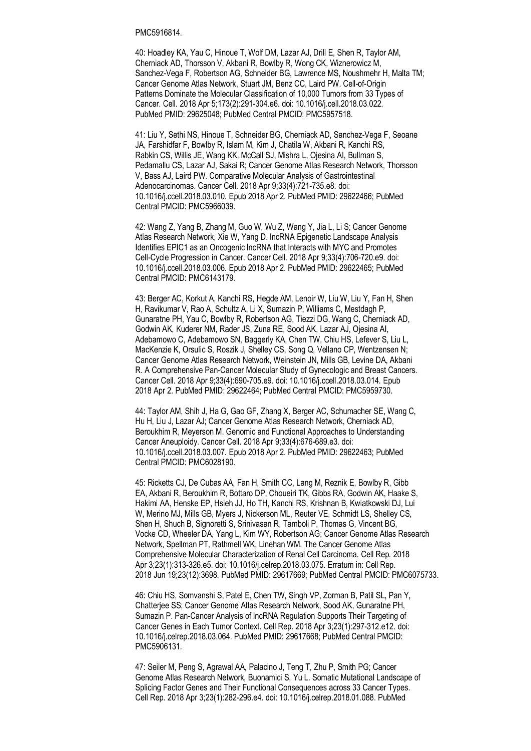PMC5916814.

40: Hoadley KA, Yau C, Hinoue T, Wolf DM, Lazar AJ, Drill E, Shen R, Taylor AM, Cherniack AD, Thorsson V, Akbani R, Bowlby R, Wong CK, Wiznerowicz M, Sanchez-Vega F, Robertson AG, Schneider BG, Lawrence MS, Noushmehr H, Malta TM; Cancer Genome Atlas Network, Stuart JM, Benz CC, Laird PW. Cell-of-Origin Patterns Dominate the Molecular Classification of 10,000 Tumors from 33 Types of Cancer. Cell. 2018 Apr 5;173(2):291-304.e6. doi: 10.1016/j.cell.2018.03.022. PubMed PMID: 29625048; PubMed Central PMCID: PMC5957518.

41: Liu Y, Sethi NS, Hinoue T, Schneider BG, Cherniack AD, Sanchez-Vega F, Seoane JA, Farshidfar F, Bowlby R, Islam M, Kim J, Chatila W, Akbani R, Kanchi RS, Rabkin CS, Willis JE, Wang KK, McCall SJ, Mishra L, Ojesina AI, Bullman S, Pedamallu CS, Lazar AJ, Sakai R; Cancer Genome Atlas Research Network, Thorsson V, Bass AJ, Laird PW. Comparative Molecular Analysis of Gastrointestinal Adenocarcinomas. Cancer Cell. 2018 Apr 9;33(4):721-735.e8. doi: 10.1016/j.ccell.2018.03.010. Epub 2018 Apr 2. PubMed PMID: 29622466; PubMed Central PMCID: PMC5966039.

42: Wang Z, Yang B, Zhang M, Guo W, Wu Z, Wang Y, Jia L, Li S; Cancer Genome Atlas Research Network, Xie W, Yang D. lncRNA Epigenetic Landscape Analysis Identifies EPIC1 as an Oncogenic lncRNA that Interacts with MYC and Promotes Cell-Cycle Progression in Cancer. Cancer Cell. 2018 Apr 9;33(4):706-720.e9. doi: 10.1016/j.ccell.2018.03.006. Epub 2018 Apr 2. PubMed PMID: 29622465; PubMed Central PMCID: PMC6143179.

43: Berger AC, Korkut A, Kanchi RS, Hegde AM, Lenoir W, Liu W, Liu Y, Fan H, Shen H, Ravikumar V, Rao A, Schultz A, Li X, Sumazin P, Williams C, Mestdagh P, Gunaratne PH, Yau C, Bowlby R, Robertson AG, Tiezzi DG, Wang C, Cherniack AD, Godwin AK, Kuderer NM, Rader JS, Zuna RE, Sood AK, Lazar AJ, Ojesina AI, Adebamowo C, Adebamowo SN, Baggerly KA, Chen TW, Chiu HS, Lefever S, Liu L, MacKenzie K, Orsulic S, Roszik J, Shelley CS, Song Q, Vellano CP, Wentzensen N; Cancer Genome Atlas Research Network, Weinstein JN, Mills GB, Levine DA, Akbani R. A Comprehensive Pan-Cancer Molecular Study of Gynecologic and Breast Cancers. Cancer Cell. 2018 Apr 9;33(4):690-705.e9. doi: 10.1016/j.ccell.2018.03.014. Epub 2018 Apr 2. PubMed PMID: 29622464; PubMed Central PMCID: PMC5959730.

44: Taylor AM, Shih J, Ha G, Gao GF, Zhang X, Berger AC, Schumacher SE, Wang C, Hu H, Liu J, Lazar AJ; Cancer Genome Atlas Research Network, Cherniack AD, Beroukhim R, Meyerson M. Genomic and Functional Approaches to Understanding Cancer Aneuploidy. Cancer Cell. 2018 Apr 9;33(4):676-689.e3. doi: 10.1016/j.ccell.2018.03.007. Epub 2018 Apr 2. PubMed PMID: 29622463; PubMed Central PMCID: PMC6028190.

45: Ricketts CJ, De Cubas AA, Fan H, Smith CC, Lang M, Reznik E, Bowlby R, Gibb EA, Akbani R, Beroukhim R, Bottaro DP, Choueiri TK, Gibbs RA, Godwin AK, Haake S, Hakimi AA, Henske EP, Hsieh JJ, Ho TH, Kanchi RS, Krishnan B, Kwiatkowski DJ, Lui W, Merino MJ, Mills GB, Myers J, Nickerson ML, Reuter VE, Schmidt LS, Shelley CS, Shen H, Shuch B, Signoretti S, Srinivasan R, Tamboli P, Thomas G, Vincent BG, Vocke CD, Wheeler DA, Yang L, Kim WY, Robertson AG; Cancer Genome Atlas Research Network, Spellman PT, Rathmell WK, Linehan WM. The Cancer Genome Atlas Comprehensive Molecular Characterization of Renal Cell Carcinoma. Cell Rep. 2018 Apr 3;23(1):313-326.e5. doi: 10.1016/j.celrep.2018.03.075. Erratum in: Cell Rep. 2018 Jun 19;23(12):3698. PubMed PMID: 29617669; PubMed Central PMCID: PMC6075733.

46: Chiu HS, Somvanshi S, Patel E, Chen TW, Singh VP, Zorman B, Patil SL, Pan Y, Chatterjee SS; Cancer Genome Atlas Research Network, Sood AK, Gunaratne PH, Sumazin P. Pan-Cancer Analysis of lncRNA Regulation Supports Their Targeting of Cancer Genes in Each Tumor Context. Cell Rep. 2018 Apr 3;23(1):297-312.e12. doi: 10.1016/j.celrep.2018.03.064. PubMed PMID: 29617668; PubMed Central PMCID: PMC5906131.

47: Seiler M, Peng S, Agrawal AA, Palacino J, Teng T, Zhu P, Smith PG; Cancer Genome Atlas Research Network, Buonamici S, Yu L. Somatic Mutational Landscape of Splicing Factor Genes and Their Functional Consequences across 33 Cancer Types. Cell Rep. 2018 Apr 3;23(1):282-296.e4. doi: 10.1016/j.celrep.2018.01.088. PubMed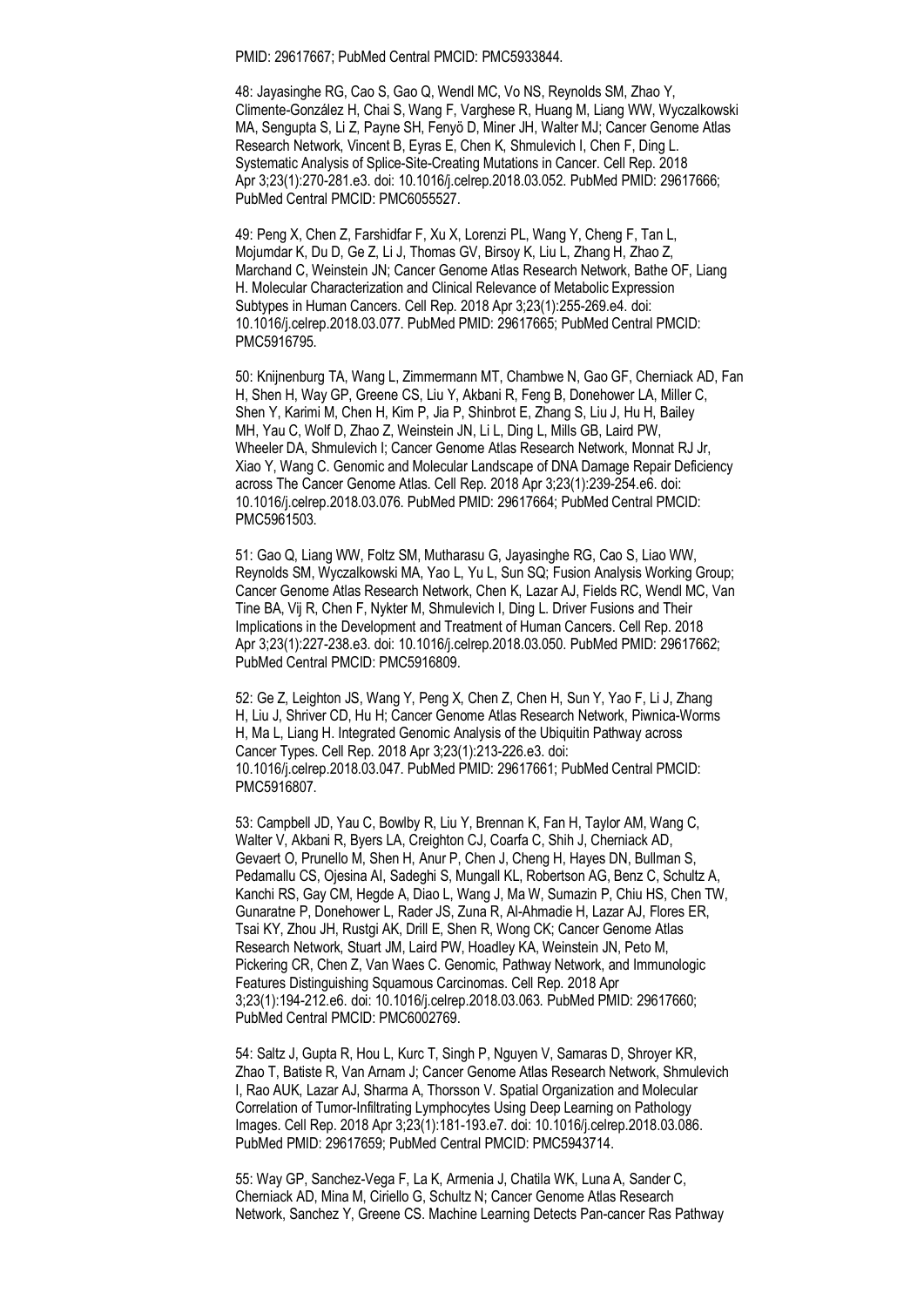PMID: 29617667; PubMed Central PMCID: PMC5933844.

48: Jayasinghe RG, Cao S, Gao Q, Wendl MC, Vo NS, Reynolds SM, Zhao Y, Climente-González H, Chai S, Wang F, Varghese R, Huang M, Liang WW, Wyczalkowski MA, Sengupta S, Li Z, Payne SH, Fenyö D, Miner JH, Walter MJ; Cancer Genome Atlas Research Network, Vincent B, Eyras E, Chen K, Shmulevich I, Chen F, Ding L. Systematic Analysis of Splice-Site-Creating Mutations in Cancer. Cell Rep. 2018 Apr 3;23(1):270-281.e3. doi: 10.1016/j.celrep.2018.03.052. PubMed PMID: 29617666; PubMed Central PMCID: PMC6055527.

49: Peng X, Chen Z, Farshidfar F, Xu X, Lorenzi PL, Wang Y, Cheng F, Tan L, Mojumdar K, Du D, Ge Z, Li J, Thomas GV, Birsoy K, Liu L, Zhang H, Zhao Z, Marchand C, Weinstein JN; Cancer Genome Atlas Research Network, Bathe OF, Liang H. Molecular Characterization and Clinical Relevance of Metabolic Expression Subtypes in Human Cancers. Cell Rep. 2018 Apr 3;23(1):255-269.e4. doi: 10.1016/j.celrep.2018.03.077. PubMed PMID: 29617665; PubMed Central PMCID: PMC5916795.

50: Knijnenburg TA, Wang L, Zimmermann MT, Chambwe N, Gao GF, Cherniack AD, Fan H, Shen H, Way GP, Greene CS, Liu Y, Akbani R, Feng B, Donehower LA, Miller C, Shen Y, Karimi M, Chen H, Kim P, Jia P, Shinbrot E, Zhang S, Liu J, Hu H, Bailey MH, Yau C, Wolf D, Zhao Z, Weinstein JN, Li L, Ding L, Mills GB, Laird PW, Wheeler DA, Shmulevich I; Cancer Genome Atlas Research Network, Monnat RJ Jr, Xiao Y, Wang C. Genomic and Molecular Landscape of DNA Damage Repair Deficiency across The Cancer Genome Atlas. Cell Rep. 2018 Apr 3;23(1):239-254.e6. doi: 10.1016/j.celrep.2018.03.076. PubMed PMID: 29617664; PubMed Central PMCID: PMC5961503.

51: Gao Q, Liang WW, Foltz SM, Mutharasu G, Jayasinghe RG, Cao S, Liao WW, Reynolds SM, Wyczalkowski MA, Yao L, Yu L, Sun SQ; Fusion Analysis Working Group; Cancer Genome Atlas Research Network, Chen K, Lazar AJ, Fields RC, Wendl MC, Van Tine BA, Vij R, Chen F, Nykter M, Shmulevich I, Ding L. Driver Fusions and Their Implications in the Development and Treatment of Human Cancers. Cell Rep. 2018 Apr 3;23(1):227-238.e3. doi: 10.1016/j.celrep.2018.03.050. PubMed PMID: 29617662; PubMed Central PMCID: PMC5916809.

52: Ge Z, Leighton JS, Wang Y, Peng X, Chen Z, Chen H, Sun Y, Yao F, Li J, Zhang H, Liu J, Shriver CD, Hu H; Cancer Genome Atlas Research Network, Piwnica-Worms H, Ma L, Liang H. Integrated Genomic Analysis of the Ubiquitin Pathway across Cancer Types. Cell Rep. 2018 Apr 3;23(1):213-226.e3. doi: 10.1016/j.celrep.2018.03.047. PubMed PMID: 29617661; PubMed Central PMCID: PMC5916807.

53: Campbell JD, Yau C, Bowlby R, Liu Y, Brennan K, Fan H, Taylor AM, Wang C, Walter V, Akbani R, Byers LA, Creighton CJ, Coarfa C, Shih J, Cherniack AD, Gevaert O, Prunello M, Shen H, Anur P, Chen J, Cheng H, Hayes DN, Bullman S, Pedamallu CS, Ojesina AI, Sadeghi S, Mungall KL, Robertson AG, Benz C, Schultz A, Kanchi RS, Gay CM, Hegde A, Diao L, Wang J, Ma W, Sumazin P, Chiu HS, Chen TW, Gunaratne P, Donehower L, Rader JS, Zuna R, Al-Ahmadie H, Lazar AJ, Flores ER, Tsai KY, Zhou JH, Rustgi AK, Drill E, Shen R, Wong CK; Cancer Genome Atlas Research Network, Stuart JM, Laird PW, Hoadley KA, Weinstein JN, Peto M, Pickering CR, Chen Z, Van Waes C. Genomic, Pathway Network, and Immunologic Features Distinguishing Squamous Carcinomas. Cell Rep. 2018 Apr 3;23(1):194-212.e6. doi: 10.1016/j.celrep.2018.03.063. PubMed PMID: 29617660; PubMed Central PMCID: PMC6002769.

54: Saltz J, Gupta R, Hou L, Kurc T, Singh P, Nguyen V, Samaras D, Shroyer KR, Zhao T, Batiste R, Van Arnam J; Cancer Genome Atlas Research Network, Shmulevich I, Rao AUK, Lazar AJ, Sharma A, Thorsson V. Spatial Organization and Molecular Correlation of Tumor-Infiltrating Lymphocytes Using Deep Learning on Pathology Images. Cell Rep. 2018 Apr 3;23(1):181-193.e7. doi: 10.1016/j.celrep.2018.03.086. PubMed PMID: 29617659; PubMed Central PMCID: PMC5943714.

55: Way GP, Sanchez-Vega F, La K, Armenia J, Chatila WK, Luna A, Sander C, Cherniack AD, Mina M, Ciriello G, Schultz N; Cancer Genome Atlas Research Network, Sanchez Y, Greene CS. Machine Learning Detects Pan-cancer Ras Pathway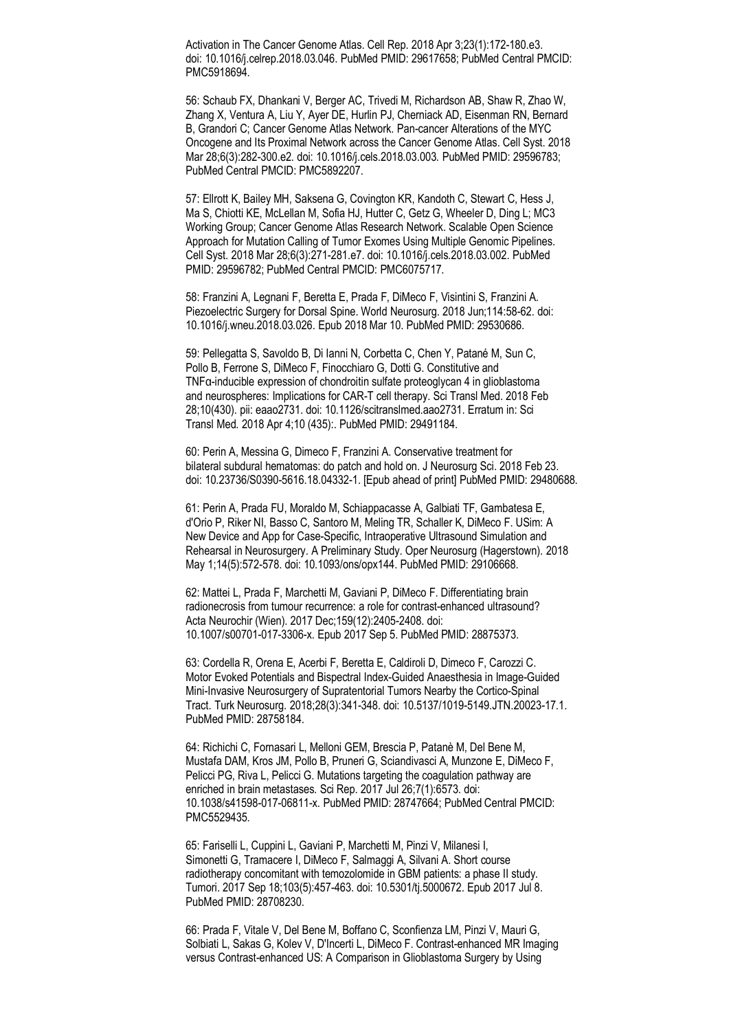Activation in The Cancer Genome Atlas. Cell Rep. 2018 Apr 3;23(1):172-180.e3. doi: 10.1016/j.celrep.2018.03.046. PubMed PMID: 29617658; PubMed Central PMCID: PMC5918694.

56: Schaub FX, Dhankani V, Berger AC, Trivedi M, Richardson AB, Shaw R, Zhao W, Zhang X, Ventura A, Liu Y, Ayer DE, Hurlin PJ, Cherniack AD, Eisenman RN, Bernard B, Grandori C; Cancer Genome Atlas Network. Pan-cancer Alterations of the MYC Oncogene and Its Proximal Network across the Cancer Genome Atlas. Cell Syst. 2018 Mar 28;6(3):282-300.e2. doi: 10.1016/j.cels.2018.03.003. PubMed PMID: 29596783; PubMed Central PMCID: PMC5892207.

57: Ellrott K, Bailey MH, Saksena G, Covington KR, Kandoth C, Stewart C, Hess J, Ma S, Chiotti KE, McLellan M, Sofia HJ, Hutter C, Getz G, Wheeler D, Ding L; MC3 Working Group; Cancer Genome Atlas Research Network. Scalable Open Science Approach for Mutation Calling of Tumor Exomes Using Multiple Genomic Pipelines. Cell Syst. 2018 Mar 28;6(3):271-281.e7. doi: 10.1016/j.cels.2018.03.002. PubMed PMID: 29596782; PubMed Central PMCID: PMC6075717.

58: Franzini A, Legnani F, Beretta E, Prada F, DiMeco F, Visintini S, Franzini A. Piezoelectric Surgery for Dorsal Spine. World Neurosurg. 2018 Jun;114:58-62. doi: 10.1016/j.wneu.2018.03.026. Epub 2018 Mar 10. PubMed PMID: 29530686.

59: Pellegatta S, Savoldo B, Di Ianni N, Corbetta C, Chen Y, Patané M, Sun C, Pollo B, Ferrone S, DiMeco F, Finocchiaro G, Dotti G. Constitutive and TNFα-inducible expression of chondroitin sulfate proteoglycan 4 in glioblastoma and neurospheres: Implications for CAR-T cell therapy. Sci Transl Med. 2018 Feb 28;10(430). pii: eaao2731. doi: 10.1126/scitranslmed.aao2731. Erratum in: Sci Transl Med. 2018 Apr 4;10 (435):. PubMed PMID: 29491184.

60: Perin A, Messina G, Dimeco F, Franzini A. Conservative treatment for bilateral subdural hematomas: do patch and hold on. J Neurosurg Sci. 2018 Feb 23. doi: 10.23736/S0390-5616.18.04332-1. [Epub ahead of print] PubMed PMID: 29480688.

61: Perin A, Prada FU, Moraldo M, Schiappacasse A, Galbiati TF, Gambatesa E, d'Orio P, Riker NI, Basso C, Santoro M, Meling TR, Schaller K, DiMeco F. USim: A New Device and App for Case-Specific, Intraoperative Ultrasound Simulation and Rehearsal in Neurosurgery. A Preliminary Study. Oper Neurosurg (Hagerstown). 2018 May 1;14(5):572-578. doi: 10.1093/ons/opx144. PubMed PMID: 29106668.

62: Mattei L, Prada F, Marchetti M, Gaviani P, DiMeco F. Differentiating brain radionecrosis from tumour recurrence: a role for contrast-enhanced ultrasound? Acta Neurochir (Wien). 2017 Dec;159(12):2405-2408. doi: 10.1007/s00701-017-3306-x. Epub 2017 Sep 5. PubMed PMID: 28875373.

63: Cordella R, Orena E, Acerbi F, Beretta E, Caldiroli D, Dimeco F, Carozzi C. Motor Evoked Potentials and Bispectral Index-Guided Anaesthesia in Image-Guided Mini-Invasive Neurosurgery of Supratentorial Tumors Nearby the Cortico-Spinal Tract. Turk Neurosurg. 2018;28(3):341-348. doi: 10.5137/1019-5149.JTN.20023-17.1. PubMed PMID: 28758184.

64: Richichi C, Fornasari L, Melloni GEM, Brescia P, Patanè M, Del Bene M, Mustafa DAM, Kros JM, Pollo B, Pruneri G, Sciandivasci A, Munzone E, DiMeco F, Pelicci PG, Riva L, Pelicci G. Mutations targeting the coagulation pathway are enriched in brain metastases. Sci Rep. 2017 Jul 26;7(1):6573. doi: 10.1038/s41598-017-06811-x. PubMed PMID: 28747664; PubMed Central PMCID: PMC5529435.

65: Fariselli L, Cuppini L, Gaviani P, Marchetti M, Pinzi V, Milanesi I, Simonetti G, Tramacere I, DiMeco F, Salmaggi A, Silvani A. Short course radiotherapy concomitant with temozolomide in GBM patients: a phase II study. Tumori. 2017 Sep 18;103(5):457-463. doi: 10.5301/tj.5000672. Epub 2017 Jul 8. PubMed PMID: 28708230.

66: Prada F, Vitale V, Del Bene M, Boffano C, Sconfienza LM, Pinzi V, Mauri G, Solbiati L, Sakas G, Kolev V, D'Incerti L, DiMeco F. Contrast-enhanced MR Imaging versus Contrast-enhanced US: A Comparison in Glioblastoma Surgery by Using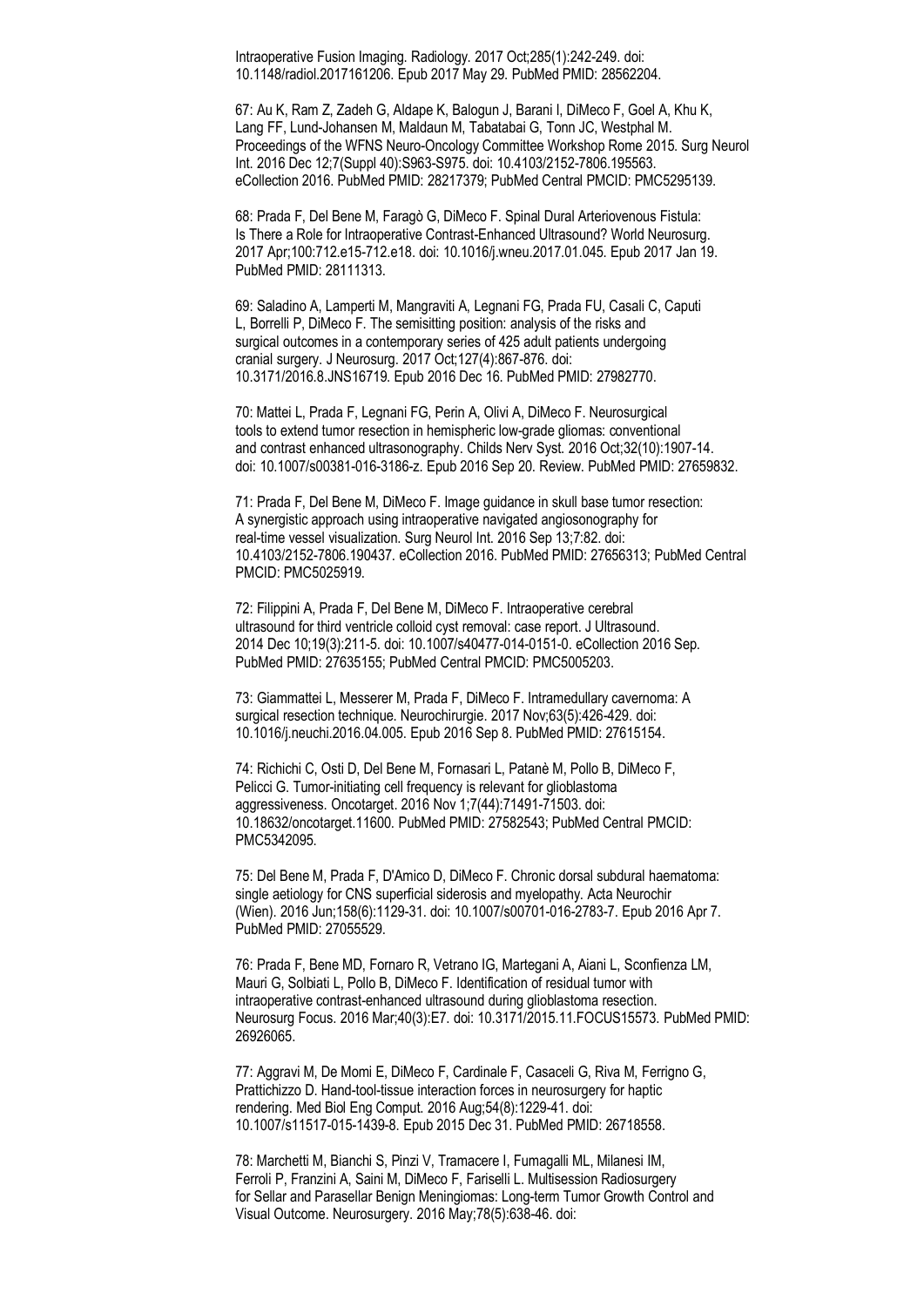Intraoperative Fusion Imaging. Radiology. 2017 Oct;285(1):242-249. doi: 10.1148/radiol.2017161206. Epub 2017 May 29. PubMed PMID: 28562204.

67: Au K, Ram Z, Zadeh G, Aldape K, Balogun J, Barani I, DiMeco F, Goel A, Khu K, Lang FF, Lund-Johansen M, Maldaun M, Tabatabai G, Tonn JC, Westphal M. Proceedings of the WFNS Neuro-Oncology Committee Workshop Rome 2015. Surg Neurol Int. 2016 Dec 12;7(Suppl 40):S963-S975. doi: 10.4103/2152-7806.195563. eCollection 2016. PubMed PMID: 28217379; PubMed Central PMCID: PMC5295139.

68: Prada F, Del Bene M, Faragò G, DiMeco F. Spinal Dural Arteriovenous Fistula: Is There a Role for Intraoperative Contrast-Enhanced Ultrasound? World Neurosurg. 2017 Apr;100:712.e15-712.e18. doi: 10.1016/j.wneu.2017.01.045. Epub 2017 Jan 19. PubMed PMID: 28111313.

69: Saladino A, Lamperti M, Mangraviti A, Legnani FG, Prada FU, Casali C, Caputi L, Borrelli P, DiMeco F. The semisitting position: analysis of the risks and surgical outcomes in a contemporary series of 425 adult patients undergoing cranial surgery. J Neurosurg. 2017 Oct;127(4):867-876. doi: 10.3171/2016.8.JNS16719. Epub 2016 Dec 16. PubMed PMID: 27982770.

70: Mattei L, Prada F, Legnani FG, Perin A, Olivi A, DiMeco F. Neurosurgical tools to extend tumor resection in hemispheric low-grade gliomas: conventional and contrast enhanced ultrasonography. Childs Nerv Syst. 2016 Oct;32(10):1907-14. doi: 10.1007/s00381-016-3186-z. Epub 2016 Sep 20. Review. PubMed PMID: 27659832.

71: Prada F, Del Bene M, DiMeco F. Image guidance in skull base tumor resection: A synergistic approach using intraoperative navigated angiosonography for real-time vessel visualization. Surg Neurol Int. 2016 Sep 13;7:82. doi: 10.4103/2152-7806.190437. eCollection 2016. PubMed PMID: 27656313; PubMed Central PMCID: PMC5025919.

72: Filippini A, Prada F, Del Bene M, DiMeco F. Intraoperative cerebral ultrasound for third ventricle colloid cyst removal: case report. J Ultrasound. 2014 Dec 10;19(3):211-5. doi: 10.1007/s40477-014-0151-0. eCollection 2016 Sep. PubMed PMID: 27635155; PubMed Central PMCID: PMC5005203.

73: Giammattei L, Messerer M, Prada F, DiMeco F. Intramedullary cavernoma: A surgical resection technique. Neurochirurgie. 2017 Nov;63(5):426-429. doi: 10.1016/j.neuchi.2016.04.005. Epub 2016 Sep 8. PubMed PMID: 27615154.

74: Richichi C, Osti D, Del Bene M, Fornasari L, Patanè M, Pollo B, DiMeco F, Pelicci G. Tumor-initiating cell frequency is relevant for glioblastoma aggressiveness. Oncotarget. 2016 Nov 1;7(44):71491-71503. doi: 10.18632/oncotarget.11600. PubMed PMID: 27582543; PubMed Central PMCID: PMC5342095.

75: Del Bene M, Prada F, D'Amico D, DiMeco F. Chronic dorsal subdural haematoma: single aetiology for CNS superficial siderosis and myelopathy. Acta Neurochir (Wien). 2016 Jun;158(6):1129-31. doi: 10.1007/s00701-016-2783-7. Epub 2016 Apr 7. PubMed PMID: 27055529.

76: Prada F, Bene MD, Fornaro R, Vetrano IG, Martegani A, Aiani L, Sconfienza LM, Mauri G, Solbiati L, Pollo B, DiMeco F. Identification of residual tumor with intraoperative contrast-enhanced ultrasound during glioblastoma resection. Neurosurg Focus. 2016 Mar;40(3):E7. doi: 10.3171/2015.11.FOCUS15573. PubMed PMID: 26926065.

77: Aggravi M, De Momi E, DiMeco F, Cardinale F, Casaceli G, Riva M, Ferrigno G, Prattichizzo D. Hand-tool-tissue interaction forces in neurosurgery for haptic rendering. Med Biol Eng Comput. 2016 Aug;54(8):1229-41. doi: 10.1007/s11517-015-1439-8. Epub 2015 Dec 31. PubMed PMID: 26718558.

78: Marchetti M, Bianchi S, Pinzi V, Tramacere I, Fumagalli ML, Milanesi IM, Ferroli P, Franzini A, Saini M, DiMeco F, Fariselli L. Multisession Radiosurgery for Sellar and Parasellar Benign Meningiomas: Long-term Tumor Growth Control and Visual Outcome. Neurosurgery. 2016 May;78(5):638-46. doi: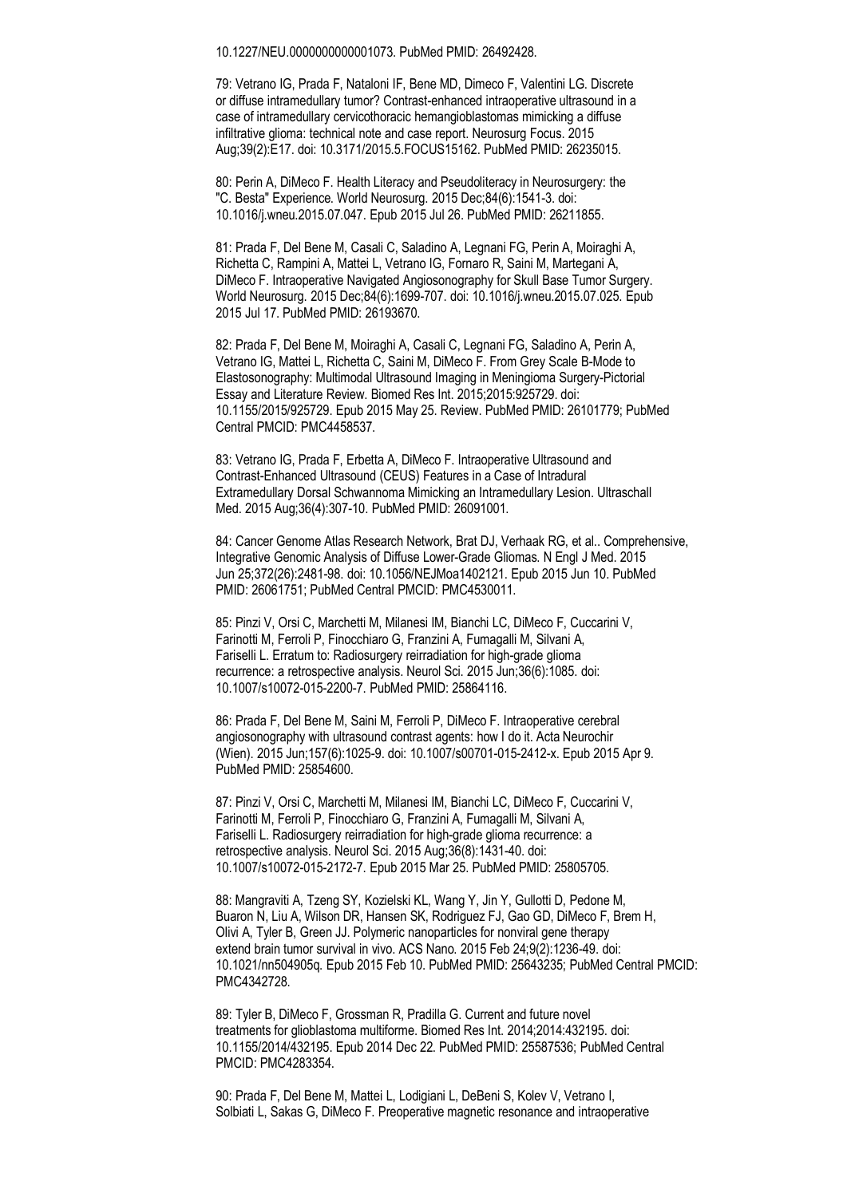10.1227/NEU.0000000000001073. PubMed PMID: 26492428.

79: Vetrano IG, Prada F, Nataloni IF, Bene MD, Dimeco F, Valentini LG. Discrete or diffuse intramedullary tumor? Contrast-enhanced intraoperative ultrasound in a case of intramedullary cervicothoracic hemangioblastomas mimicking a diffuse infiltrative glioma: technical note and case report. Neurosurg Focus. 2015 Aug;39(2):E17. doi: 10.3171/2015.5.FOCUS15162. PubMed PMID: 26235015.

80: Perin A, DiMeco F. Health Literacy and Pseudoliteracy in Neurosurgery: the "C. Besta" Experience. World Neurosurg. 2015 Dec;84(6):1541-3. doi: 10.1016/j.wneu.2015.07.047. Epub 2015 Jul 26. PubMed PMID: 26211855.

81: Prada F, Del Bene M, Casali C, Saladino A, Legnani FG, Perin A, Moiraghi A, Richetta C, Rampini A, Mattei L, Vetrano IG, Fornaro R, Saini M, Martegani A, DiMeco F. Intraoperative Navigated Angiosonography for Skull Base Tumor Surgery. World Neurosurg. 2015 Dec;84(6):1699-707. doi: 10.1016/j.wneu.2015.07.025. Epub 2015 Jul 17. PubMed PMID: 26193670.

82: Prada F, Del Bene M, Moiraghi A, Casali C, Legnani FG, Saladino A, Perin A, Vetrano IG, Mattei L, Richetta C, Saini M, DiMeco F. From Grey Scale B-Mode to Elastosonography: Multimodal Ultrasound Imaging in Meningioma Surgery-Pictorial Essay and Literature Review. Biomed Res Int. 2015;2015:925729. doi: 10.1155/2015/925729. Epub 2015 May 25. Review. PubMed PMID: 26101779; PubMed Central PMCID: PMC4458537.

83: Vetrano IG, Prada F, Erbetta A, DiMeco F. Intraoperative Ultrasound and Contrast-Enhanced Ultrasound (CEUS) Features in a Case of Intradural Extramedullary Dorsal Schwannoma Mimicking an Intramedullary Lesion. Ultraschall Med. 2015 Aug;36(4):307-10. PubMed PMID: 26091001.

84: Cancer Genome Atlas Research Network, Brat DJ, Verhaak RG, et al.. Comprehensive, Integrative Genomic Analysis of Diffuse Lower-Grade Gliomas. N Engl J Med. 2015 Jun 25;372(26):2481-98. doi: 10.1056/NEJMoa1402121. Epub 2015 Jun 10. PubMed PMID: 26061751; PubMed Central PMCID: PMC4530011.

85: Pinzi V, Orsi C, Marchetti M, Milanesi IM, Bianchi LC, DiMeco F, Cuccarini V, Farinotti M, Ferroli P, Finocchiaro G, Franzini A, Fumagalli M, Silvani A, Fariselli L. Erratum to: Radiosurgery reirradiation for high-grade glioma recurrence: a retrospective analysis. Neurol Sci. 2015 Jun;36(6):1085. doi: 10.1007/s10072-015-2200-7. PubMed PMID: 25864116.

86: Prada F, Del Bene M, Saini M, Ferroli P, DiMeco F. Intraoperative cerebral angiosonography with ultrasound contrast agents: how I do it. Acta Neurochir (Wien). 2015 Jun;157(6):1025-9. doi: 10.1007/s00701-015-2412-x. Epub 2015 Apr 9. PubMed PMID: 25854600.

87: Pinzi V, Orsi C, Marchetti M, Milanesi IM, Bianchi LC, DiMeco F, Cuccarini V, Farinotti M, Ferroli P, Finocchiaro G, Franzini A, Fumagalli M, Silvani A, Fariselli L. Radiosurgery reirradiation for high-grade glioma recurrence: a retrospective analysis. Neurol Sci. 2015 Aug;36(8):1431-40. doi: 10.1007/s10072-015-2172-7. Epub 2015 Mar 25. PubMed PMID: 25805705.

88: Mangraviti A, Tzeng SY, Kozielski KL, Wang Y, Jin Y, Gullotti D, Pedone M, Buaron N, Liu A, Wilson DR, Hansen SK, Rodriguez FJ, Gao GD, DiMeco F, Brem H, Olivi A, Tyler B, Green JJ. Polymeric nanoparticles for nonviral gene therapy extend brain tumor survival in vivo. ACS Nano. 2015 Feb 24;9(2):1236-49. doi: 10.1021/nn504905q. Epub 2015 Feb 10. PubMed PMID: 25643235; PubMed Central PMCID: PMC4342728.

89: Tyler B, DiMeco F, Grossman R, Pradilla G. Current and future novel treatments for glioblastoma multiforme. Biomed Res Int. 2014;2014:432195. doi: 10.1155/2014/432195. Epub 2014 Dec 22. PubMed PMID: 25587536; PubMed Central PMCID: PMC4283354.

90: Prada F, Del Bene M, Mattei L, Lodigiani L, DeBeni S, Kolev V, Vetrano I, Solbiati L, Sakas G, DiMeco F. Preoperative magnetic resonance and intraoperative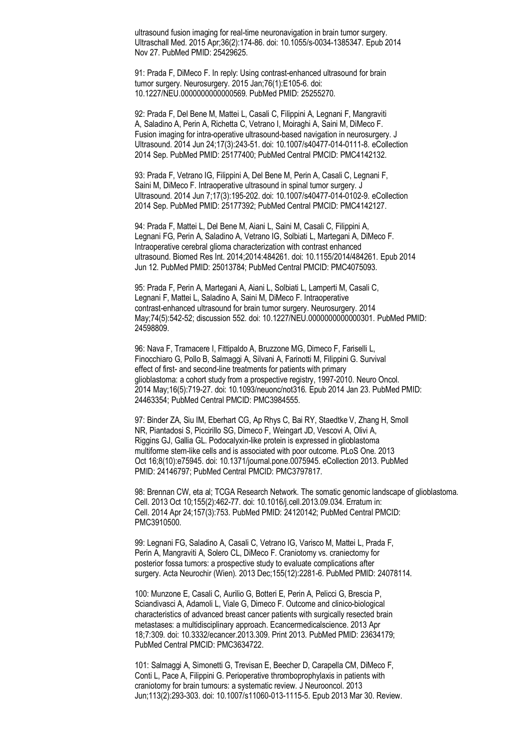ultrasound fusion imaging for real-time neuronavigation in brain tumor surgery. Ultraschall Med. 2015 Apr;36(2):174-86. doi: 10.1055/s-0034-1385347. Epub 2014 Nov 27. PubMed PMID: 25429625.

91: Prada F, DiMeco F. In reply: Using contrast-enhanced ultrasound for brain tumor surgery. Neurosurgery. 2015 Jan;76(1):E105-6. doi: 10.1227/NEU.0000000000000569. PubMed PMID: 25255270.

92: Prada F, Del Bene M, Mattei L, Casali C, Filippini A, Legnani F, Mangraviti A, Saladino A, Perin A, Richetta C, Vetrano I, Moiraghi A, Saini M, DiMeco F. Fusion imaging for intra-operative ultrasound-based navigation in neurosurgery. J Ultrasound. 2014 Jun 24;17(3):243-51. doi: 10.1007/s40477-014-0111-8. eCollection 2014 Sep. PubMed PMID: 25177400; PubMed Central PMCID: PMC4142132.

93: Prada F, Vetrano IG, Filippini A, Del Bene M, Perin A, Casali C, Legnani F, Saini M, DiMeco F. Intraoperative ultrasound in spinal tumor surgery. J Ultrasound. 2014 Jun 7;17(3):195-202. doi: 10.1007/s40477-014-0102-9. eCollection 2014 Sep. PubMed PMID: 25177392; PubMed Central PMCID: PMC4142127.

94: Prada F, Mattei L, Del Bene M, Aiani L, Saini M, Casali C, Filippini A, Legnani FG, Perin A, Saladino A, Vetrano IG, Solbiati L, Martegani A, DiMeco F. Intraoperative cerebral glioma characterization with contrast enhanced ultrasound. Biomed Res Int. 2014;2014:484261. doi: 10.1155/2014/484261. Epub 2014 Jun 12. PubMed PMID: 25013784; PubMed Central PMCID: PMC4075093.

95: Prada F, Perin A, Martegani A, Aiani L, Solbiati L, Lamperti M, Casali C, Legnani F, Mattei L, Saladino A, Saini M, DiMeco F. Intraoperative contrast-enhanced ultrasound for brain tumor surgery. Neurosurgery. 2014 May;74(5):542-52; discussion 552. doi: 10.1227/NEU.0000000000000301. PubMed PMID: 24598809.

96: Nava F, Tramacere I, Fittipaldo A, Bruzzone MG, Dimeco F, Fariselli L, Finocchiaro G, Pollo B, Salmaggi A, Silvani A, Farinotti M, Filippini G. Survival effect of first- and second-line treatments for patients with primary glioblastoma: a cohort study from a prospective registry, 1997-2010. Neuro Oncol. 2014 May;16(5):719-27. doi: 10.1093/neuonc/not316. Epub 2014 Jan 23. PubMed PMID: 24463354; PubMed Central PMCID: PMC3984555.

97: Binder ZA, Siu IM, Eberhart CG, Ap Rhys C, Bai RY, Staedtke V, Zhang H, Smoll NR, Piantadosi S, Piccirillo SG, Dimeco F, Weingart JD, Vescovi A, Olivi A, Riggins GJ, Gallia GL. Podocalyxin-like protein is expressed in glioblastoma multiforme stem-like cells and is associated with poor outcome. PLoS One. 2013 Oct 16;8(10):e75945. doi: 10.1371/journal.pone.0075945. eCollection 2013. PubMed PMID: 24146797; PubMed Central PMCID: PMC3797817.

98: Brennan CW, eta al; TCGA Research Network. The somatic genomic landscape of glioblastoma. Cell. 2013 Oct 10;155(2):462-77. doi: 10.1016/j.cell.2013.09.034. Erratum in: Cell. 2014 Apr 24;157(3):753. PubMed PMID: 24120142; PubMed Central PMCID: PMC3910500.

99: Legnani FG, Saladino A, Casali C, Vetrano IG, Varisco M, Mattei L, Prada F, Perin A, Mangraviti A, Solero CL, DiMeco F. Craniotomy vs. craniectomy for posterior fossa tumors: a prospective study to evaluate complications after surgery. Acta Neurochir (Wien). 2013 Dec;155(12):2281-6. PubMed PMID: 24078114.

100: Munzone E, Casali C, Aurilio G, Botteri E, Perin A, Pelicci G, Brescia P, Sciandivasci A, Adamoli L, Viale G, Dimeco F. Outcome and clinico-biological characteristics of advanced breast cancer patients with surgically resected brain metastases: a multidisciplinary approach. Ecancermedicalscience. 2013 Apr 18;7:309. doi: 10.3332/ecancer.2013.309. Print 2013. PubMed PMID: 23634179; PubMed Central PMCID: PMC3634722.

101: Salmaggi A, Simonetti G, Trevisan E, Beecher D, Carapella CM, DiMeco F, Conti L, Pace A, Filippini G. Perioperative thromboprophylaxis in patients with craniotomy for brain tumours: a systematic review. J Neurooncol. 2013 Jun;113(2):293-303. doi: 10.1007/s11060-013-1115-5. Epub 2013 Mar 30. Review.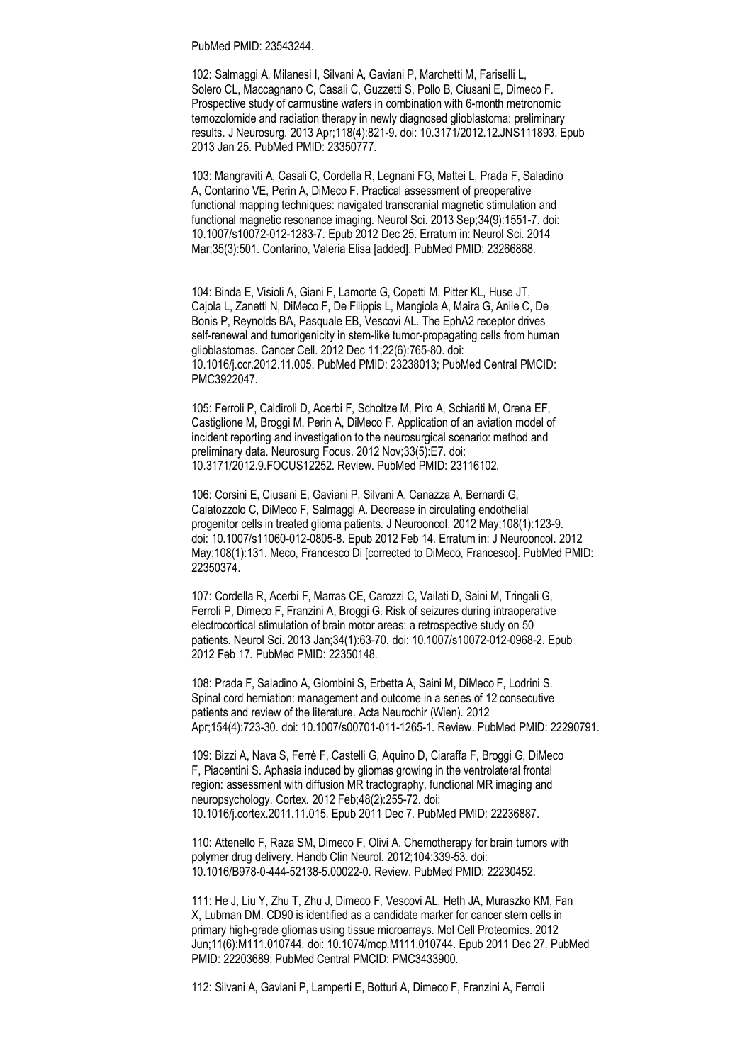PubMed PMID: 23543244.

102: Salmaggi A, Milanesi I, Silvani A, Gaviani P, Marchetti M, Fariselli L, Solero CL, Maccagnano C, Casali C, Guzzetti S, Pollo B, Ciusani E, Dimeco F. Prospective study of carmustine wafers in combination with 6-month metronomic temozolomide and radiation therapy in newly diagnosed glioblastoma: preliminary results. J Neurosurg. 2013 Apr;118(4):821-9. doi: 10.3171/2012.12.JNS111893. Epub 2013 Jan 25. PubMed PMID: 23350777.

103: Mangraviti A, Casali C, Cordella R, Legnani FG, Mattei L, Prada F, Saladino A, Contarino VE, Perin A, DiMeco F. Practical assessment of preoperative functional mapping techniques: navigated transcranial magnetic stimulation and functional magnetic resonance imaging. Neurol Sci. 2013 Sep;34(9):1551-7. doi: 10.1007/s10072-012-1283-7. Epub 2012 Dec 25. Erratum in: Neurol Sci. 2014 Mar;35(3):501. Contarino, Valeria Elisa [added]. PubMed PMID: 23266868.

104: Binda E, Visioli A, Giani F, Lamorte G, Copetti M, Pitter KL, Huse JT, Cajola L, Zanetti N, DiMeco F, De Filippis L, Mangiola A, Maira G, Anile C, De Bonis P, Reynolds BA, Pasquale EB, Vescovi AL. The EphA2 receptor drives self-renewal and tumorigenicity in stem-like tumor-propagating cells from human glioblastomas. Cancer Cell. 2012 Dec 11;22(6):765-80. doi: 10.1016/j.ccr.2012.11.005. PubMed PMID: 23238013; PubMed Central PMCID: PMC3922047.

105: Ferroli P, Caldiroli D, Acerbi F, Scholtze M, Piro A, Schiariti M, Orena EF, Castiglione M, Broggi M, Perin A, DiMeco F. Application of an aviation model of incident reporting and investigation to the neurosurgical scenario: method and preliminary data. Neurosurg Focus. 2012 Nov;33(5):E7. doi: 10.3171/2012.9.FOCUS12252. Review. PubMed PMID: 23116102.

106: Corsini E, Ciusani E, Gaviani P, Silvani A, Canazza A, Bernardi G, Calatozzolo C, DiMeco F, Salmaggi A. Decrease in circulating endothelial progenitor cells in treated glioma patients. J Neurooncol. 2012 May;108(1):123-9. doi: 10.1007/s11060-012-0805-8. Epub 2012 Feb 14. Erratum in: J Neurooncol. 2012 May;108(1):131. Meco, Francesco Di [corrected to DiMeco, Francesco]. PubMed PMID: 22350374.

107: Cordella R, Acerbi F, Marras CE, Carozzi C, Vailati D, Saini M, Tringali G, Ferroli P, Dimeco F, Franzini A, Broggi G. Risk of seizures during intraoperative electrocortical stimulation of brain motor areas: a retrospective study on 50 patients. Neurol Sci. 2013 Jan;34(1):63-70. doi: 10.1007/s10072-012-0968-2. Epub 2012 Feb 17. PubMed PMID: 22350148.

108: Prada F, Saladino A, Giombini S, Erbetta A, Saini M, DiMeco F, Lodrini S. Spinal cord herniation: management and outcome in a series of 12 consecutive patients and review of the literature. Acta Neurochir (Wien). 2012 Apr;154(4):723-30. doi: 10.1007/s00701-011-1265-1. Review. PubMed PMID: 22290791.

109: Bizzi A, Nava S, Ferrè F, Castelli G, Aquino D, Ciaraffa F, Broggi G, DiMeco F, Piacentini S. Aphasia induced by gliomas growing in the ventrolateral frontal region: assessment with diffusion MR tractography, functional MR imaging and neuropsychology. Cortex. 2012 Feb;48(2):255-72. doi: 10.1016/j.cortex.2011.11.015. Epub 2011 Dec 7. PubMed PMID: 22236887.

110: Attenello F, Raza SM, Dimeco F, Olivi A. Chemotherapy for brain tumors with polymer drug delivery. Handb Clin Neurol. 2012;104:339-53. doi: 10.1016/B978-0-444-52138-5.00022-0. Review. PubMed PMID: 22230452.

111: He J, Liu Y, Zhu T, Zhu J, Dimeco F, Vescovi AL, Heth JA, Muraszko KM, Fan X, Lubman DM. CD90 is identified as a candidate marker for cancer stem cells in primary high-grade gliomas using tissue microarrays. Mol Cell Proteomics. 2012 Jun;11(6):M111.010744. doi: 10.1074/mcp.M111.010744. Epub 2011 Dec 27. PubMed PMID: 22203689; PubMed Central PMCID: PMC3433900.

112: Silvani A, Gaviani P, Lamperti E, Botturi A, Dimeco F, Franzini A, Ferroli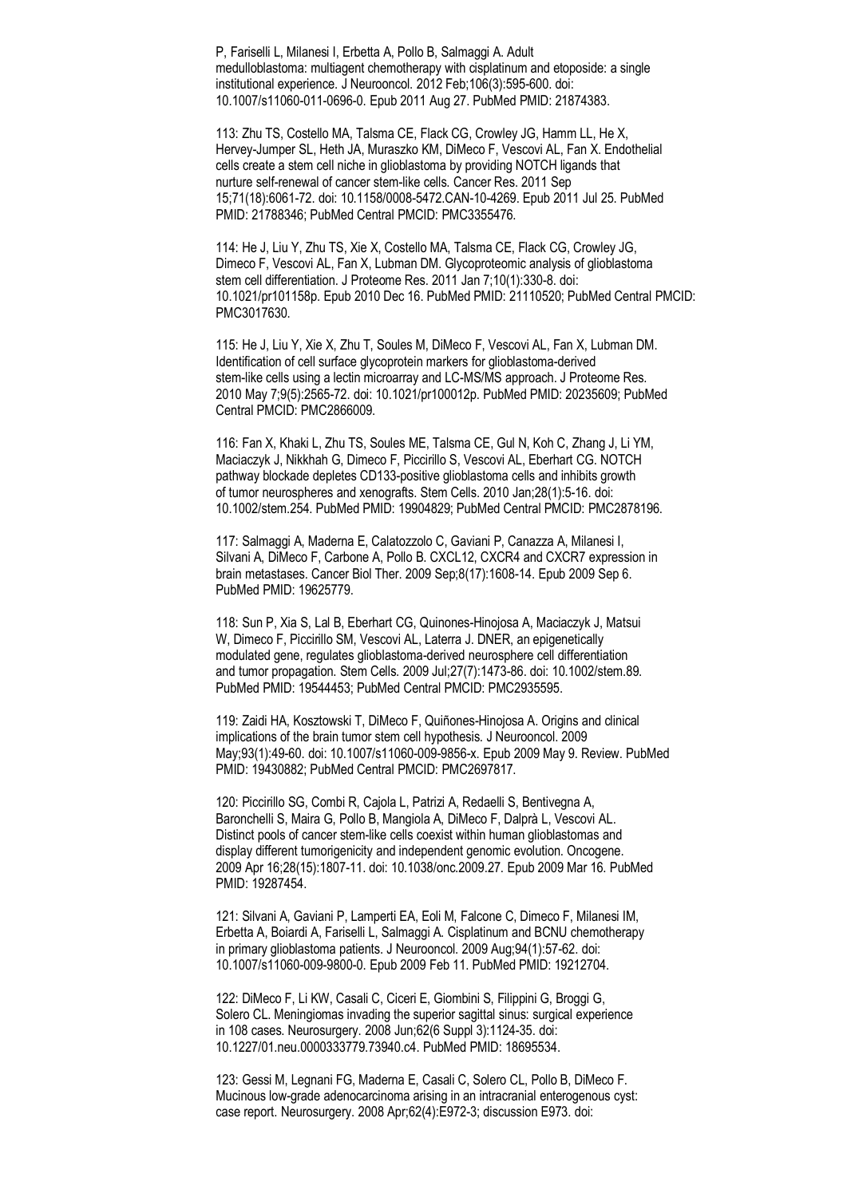P, Fariselli L, Milanesi I, Erbetta A, Pollo B, Salmaggi A. Adult medulloblastoma: multiagent chemotherapy with cisplatinum and etoposide: a single institutional experience. J Neurooncol. 2012 Feb;106(3):595-600. doi: 10.1007/s11060-011-0696-0. Epub 2011 Aug 27. PubMed PMID: 21874383.

113: Zhu TS, Costello MA, Talsma CE, Flack CG, Crowley JG, Hamm LL, He X, Hervey-Jumper SL, Heth JA, Muraszko KM, DiMeco F, Vescovi AL, Fan X. Endothelial cells create a stem cell niche in glioblastoma by providing NOTCH ligands that nurture self-renewal of cancer stem-like cells. Cancer Res. 2011 Sep 15;71(18):6061-72. doi: 10.1158/0008-5472.CAN-10-4269. Epub 2011 Jul 25. PubMed PMID: 21788346; PubMed Central PMCID: PMC3355476.

114: He J, Liu Y, Zhu TS, Xie X, Costello MA, Talsma CE, Flack CG, Crowley JG, Dimeco F, Vescovi AL, Fan X, Lubman DM. Glycoproteomic analysis of glioblastoma stem cell differentiation. J Proteome Res. 2011 Jan 7;10(1):330-8. doi: 10.1021/pr101158p. Epub 2010 Dec 16. PubMed PMID: 21110520; PubMed Central PMCID: PMC3017630.

115: He J, Liu Y, Xie X, Zhu T, Soules M, DiMeco F, Vescovi AL, Fan X, Lubman DM. Identification of cell surface glycoprotein markers for glioblastoma-derived stem-like cells using a lectin microarray and LC-MS/MS approach. J Proteome Res. 2010 May 7;9(5):2565-72. doi: 10.1021/pr100012p. PubMed PMID: 20235609; PubMed Central PMCID: PMC2866009.

116: Fan X, Khaki L, Zhu TS, Soules ME, Talsma CE, Gul N, Koh C, Zhang J, Li YM, Maciaczyk J, Nikkhah G, Dimeco F, Piccirillo S, Vescovi AL, Eberhart CG. NOTCH pathway blockade depletes CD133-positive glioblastoma cells and inhibits growth of tumor neurospheres and xenografts. Stem Cells. 2010 Jan;28(1):5-16. doi: 10.1002/stem.254. PubMed PMID: 19904829; PubMed Central PMCID: PMC2878196.

117: Salmaggi A, Maderna E, Calatozzolo C, Gaviani P, Canazza A, Milanesi I, Silvani A, DiMeco F, Carbone A, Pollo B. CXCL12, CXCR4 and CXCR7 expression in brain metastases. Cancer Biol Ther. 2009 Sep;8(17):1608-14. Epub 2009 Sep 6. PubMed PMID: 19625779.

118: Sun P, Xia S, Lal B, Eberhart CG, Quinones-Hinojosa A, Maciaczyk J, Matsui W, Dimeco F, Piccirillo SM, Vescovi AL, Laterra J. DNER, an epigenetically modulated gene, regulates glioblastoma-derived neurosphere cell differentiation and tumor propagation. Stem Cells. 2009 Jul;27(7):1473-86. doi: 10.1002/stem.89. PubMed PMID: 19544453; PubMed Central PMCID: PMC2935595.

119: Zaidi HA, Kosztowski T, DiMeco F, Quiñones-Hinojosa A. Origins and clinical implications of the brain tumor stem cell hypothesis. J Neurooncol. 2009 May;93(1):49-60. doi: 10.1007/s11060-009-9856-x. Epub 2009 May 9. Review. PubMed PMID: 19430882; PubMed Central PMCID: PMC2697817.

120: Piccirillo SG, Combi R, Cajola L, Patrizi A, Redaelli S, Bentivegna A, Baronchelli S, Maira G, Pollo B, Mangiola A, DiMeco F, Dalprà L, Vescovi AL. Distinct pools of cancer stem-like cells coexist within human glioblastomas and display different tumorigenicity and independent genomic evolution. Oncogene. 2009 Apr 16;28(15):1807-11. doi: 10.1038/onc.2009.27. Epub 2009 Mar 16. PubMed PMID: 19287454.

121: Silvani A, Gaviani P, Lamperti EA, Eoli M, Falcone C, Dimeco F, Milanesi IM, Erbetta A, Boiardi A, Fariselli L, Salmaggi A. Cisplatinum and BCNU chemotherapy in primary glioblastoma patients. J Neurooncol. 2009 Aug;94(1):57-62. doi: 10.1007/s11060-009-9800-0. Epub 2009 Feb 11. PubMed PMID: 19212704.

122: DiMeco F, Li KW, Casali C, Ciceri E, Giombini S, Filippini G, Broggi G, Solero CL. Meningiomas invading the superior sagittal sinus: surgical experience in 108 cases. Neurosurgery. 2008 Jun;62(6 Suppl 3):1124-35. doi: 10.1227/01.neu.0000333779.73940.c4. PubMed PMID: 18695534.

123: Gessi M, Legnani FG, Maderna E, Casali C, Solero CL, Pollo B, DiMeco F. Mucinous low-grade adenocarcinoma arising in an intracranial enterogenous cyst: case report. Neurosurgery. 2008 Apr;62(4):E972-3; discussion E973. doi: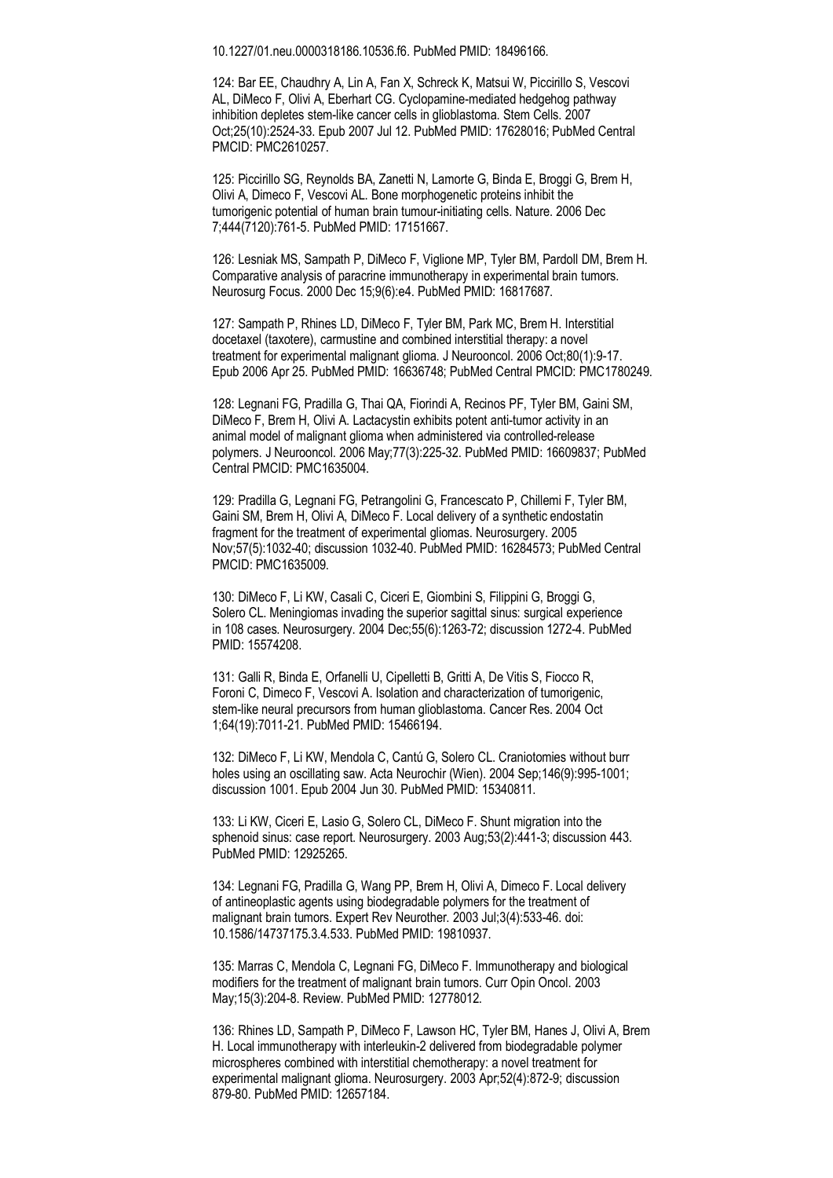10.1227/01.neu.0000318186.10536.f6. PubMed PMID: 18496166.

124: Bar EE, Chaudhry A, Lin A, Fan X, Schreck K, Matsui W, Piccirillo S, Vescovi AL, DiMeco F, Olivi A, Eberhart CG. Cyclopamine-mediated hedgehog pathway inhibition depletes stem-like cancer cells in glioblastoma. Stem Cells. 2007 Oct;25(10):2524-33. Epub 2007 Jul 12. PubMed PMID: 17628016; PubMed Central PMCID: PMC2610257.

125: Piccirillo SG, Reynolds BA, Zanetti N, Lamorte G, Binda E, Broggi G, Brem H, Olivi A, Dimeco F, Vescovi AL. Bone morphogenetic proteins inhibit the tumorigenic potential of human brain tumour-initiating cells. Nature. 2006 Dec 7;444(7120):761-5. PubMed PMID: 17151667.

126: Lesniak MS, Sampath P, DiMeco F, Viglione MP, Tyler BM, Pardoll DM, Brem H. Comparative analysis of paracrine immunotherapy in experimental brain tumors. Neurosurg Focus. 2000 Dec 15;9(6):e4. PubMed PMID: 16817687.

127: Sampath P, Rhines LD, DiMeco F, Tyler BM, Park MC, Brem H. Interstitial docetaxel (taxotere), carmustine and combined interstitial therapy: a novel treatment for experimental malignant glioma. J Neurooncol. 2006 Oct;80(1):9-17. Epub 2006 Apr 25. PubMed PMID: 16636748; PubMed Central PMCID: PMC1780249.

128: Legnani FG, Pradilla G, Thai QA, Fiorindi A, Recinos PF, Tyler BM, Gaini SM, DiMeco F, Brem H, Olivi A. Lactacystin exhibits potent anti-tumor activity in an animal model of malignant glioma when administered via controlled-release polymers. J Neurooncol. 2006 May;77(3):225-32. PubMed PMID: 16609837; PubMed Central PMCID: PMC1635004.

129: Pradilla G, Legnani FG, Petrangolini G, Francescato P, Chillemi F, Tyler BM, Gaini SM, Brem H, Olivi A, DiMeco F. Local delivery of a synthetic endostatin fragment for the treatment of experimental gliomas. Neurosurgery. 2005 Nov;57(5):1032-40; discussion 1032-40. PubMed PMID: 16284573; PubMed Central PMCID: PMC1635009.

130: DiMeco F, Li KW, Casali C, Ciceri E, Giombini S, Filippini G, Broggi G, Solero CL. Meningiomas invading the superior sagittal sinus: surgical experience in 108 cases. Neurosurgery. 2004 Dec;55(6):1263-72; discussion 1272-4. PubMed PMID: 15574208.

131: Galli R, Binda E, Orfanelli U, Cipelletti B, Gritti A, De Vitis S, Fiocco R, Foroni C, Dimeco F, Vescovi A. Isolation and characterization of tumorigenic, stem-like neural precursors from human glioblastoma. Cancer Res. 2004 Oct 1;64(19):7011-21. PubMed PMID: 15466194.

132: DiMeco F, Li KW, Mendola C, Cantú G, Solero CL. Craniotomies without burr holes using an oscillating saw. Acta Neurochir (Wien). 2004 Sep;146(9):995-1001; discussion 1001. Epub 2004 Jun 30. PubMed PMID: 15340811.

133: Li KW, Ciceri E, Lasio G, Solero CL, DiMeco F. Shunt migration into the sphenoid sinus: case report. Neurosurgery. 2003 Aug;53(2):441-3; discussion 443. PubMed PMID: 12925265.

134: Legnani FG, Pradilla G, Wang PP, Brem H, Olivi A, Dimeco F. Local delivery of antineoplastic agents using biodegradable polymers for the treatment of malignant brain tumors. Expert Rev Neurother. 2003 Jul;3(4):533-46. doi: 10.1586/14737175.3.4.533. PubMed PMID: 19810937.

135: Marras C, Mendola C, Legnani FG, DiMeco F. Immunotherapy and biological modifiers for the treatment of malignant brain tumors. Curr Opin Oncol. 2003 May;15(3):204-8. Review. PubMed PMID: 12778012.

136: Rhines LD, Sampath P, DiMeco F, Lawson HC, Tyler BM, Hanes J, Olivi A, Brem H. Local immunotherapy with interleukin-2 delivered from biodegradable polymer microspheres combined with interstitial chemotherapy: a novel treatment for experimental malignant glioma. Neurosurgery. 2003 Apr;52(4):872-9; discussion 879-80. PubMed PMID: 12657184.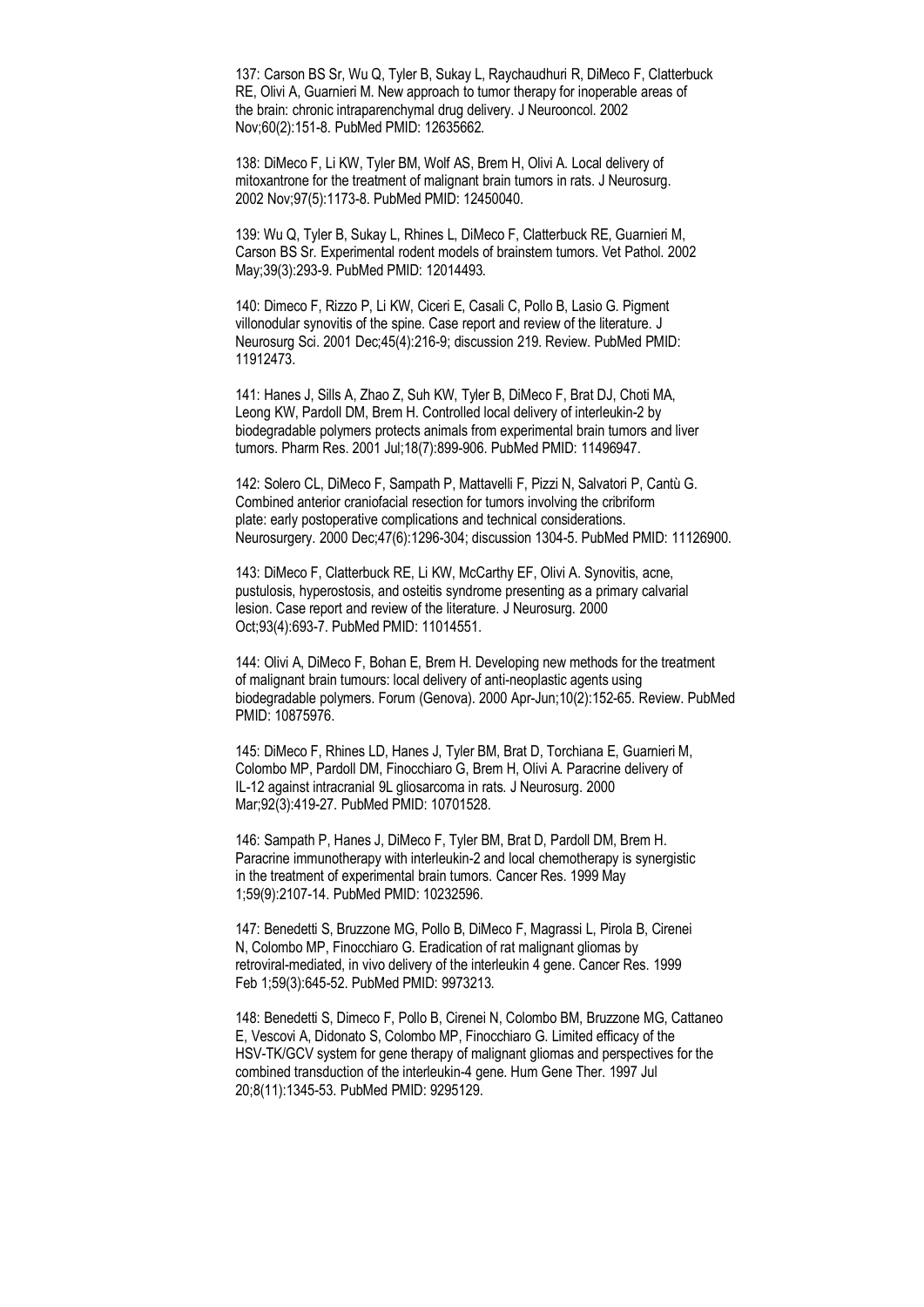137: Carson BS Sr, Wu Q, Tyler B, Sukay L, Raychaudhuri R, DiMeco F, Clatterbuck RE, Olivi A, Guarnieri M. New approach to tumor therapy for inoperable areas of the brain: chronic intraparenchymal drug delivery. J Neurooncol. 2002 Nov;60(2):151-8. PubMed PMID: 12635662.

138: DiMeco F, Li KW, Tyler BM, Wolf AS, Brem H, Olivi A. Local delivery of mitoxantrone for the treatment of malignant brain tumors in rats. J Neurosurg. 2002 Nov;97(5):1173-8. PubMed PMID: 12450040.

139: Wu Q, Tyler B, Sukay L, Rhines L, DiMeco F, Clatterbuck RE, Guarnieri M, Carson BS Sr. Experimental rodent models of brainstem tumors. Vet Pathol. 2002 May;39(3):293-9. PubMed PMID: 12014493.

140: Dimeco F, Rizzo P, Li KW, Ciceri E, Casali C, Pollo B, Lasio G. Pigment villonodular synovitis of the spine. Case report and review of the literature. J Neurosurg Sci. 2001 Dec;45(4):216-9; discussion 219. Review. PubMed PMID: 11912473.

141: Hanes J, Sills A, Zhao Z, Suh KW, Tyler B, DiMeco F, Brat DJ, Choti MA, Leong KW, Pardoll DM, Brem H. Controlled local delivery of interleukin-2 by biodegradable polymers protects animals from experimental brain tumors and liver tumors. Pharm Res. 2001 Jul;18(7):899-906. PubMed PMID: 11496947.

142: Solero CL, DiMeco F, Sampath P, Mattavelli F, Pizzi N, Salvatori P, Cantù G. Combined anterior craniofacial resection for tumors involving the cribriform plate: early postoperative complications and technical considerations. Neurosurgery. 2000 Dec;47(6):1296-304; discussion 1304-5. PubMed PMID: 11126900.

143: DiMeco F, Clatterbuck RE, Li KW, McCarthy EF, Olivi A. Synovitis, acne, pustulosis, hyperostosis, and osteitis syndrome presenting as a primary calvarial lesion. Case report and review of the literature. J Neurosurg. 2000 Oct;93(4):693-7. PubMed PMID: 11014551.

144: Olivi A, DiMeco F, Bohan E, Brem H. Developing new methods for the treatment of malignant brain tumours: local delivery of anti-neoplastic agents using biodegradable polymers. Forum (Genova). 2000 Apr-Jun;10(2):152-65. Review. PubMed PMID: 10875976.

145: DiMeco F, Rhines LD, Hanes J, Tyler BM, Brat D, Torchiana E, Guarnieri M, Colombo MP, Pardoll DM, Finocchiaro G, Brem H, Olivi A. Paracrine delivery of IL-12 against intracranial 9L gliosarcoma in rats. J Neurosurg. 2000 Mar;92(3):419-27. PubMed PMID: 10701528.

146: Sampath P, Hanes J, DiMeco F, Tyler BM, Brat D, Pardoll DM, Brem H. Paracrine immunotherapy with interleukin-2 and local chemotherapy is synergistic in the treatment of experimental brain tumors. Cancer Res. 1999 May 1;59(9):2107-14. PubMed PMID: 10232596.

147: Benedetti S, Bruzzone MG, Pollo B, DiMeco F, Magrassi L, Pirola B, Cirenei N, Colombo MP, Finocchiaro G. Eradication of rat malignant gliomas by retroviral-mediated, in vivo delivery of the interleukin 4 gene. Cancer Res. 1999 Feb 1;59(3):645-52. PubMed PMID: 9973213.

148: Benedetti S, Dimeco F, Pollo B, Cirenei N, Colombo BM, Bruzzone MG, Cattaneo E, Vescovi A, Didonato S, Colombo MP, Finocchiaro G. Limited efficacy of the HSV-TK/GCV system for gene therapy of malignant gliomas and perspectives for the combined transduction of the interleukin-4 gene. Hum Gene Ther. 1997 Jul 20;8(11):1345-53. PubMed PMID: 9295129.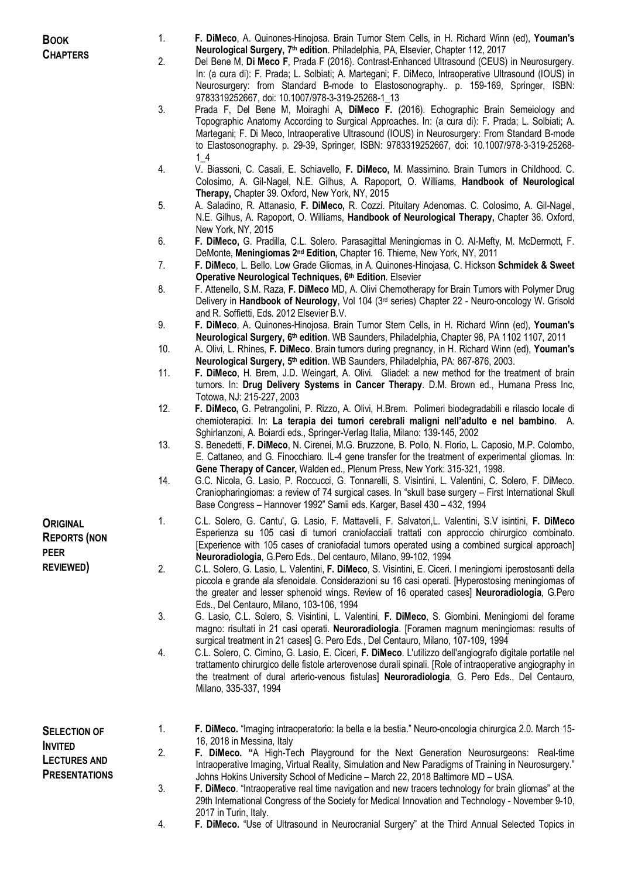## Book Chapters

1. **F. DiMeco**, A. Quinones-Hinojosa. Brain Tumor Stem Cells, in H. Richard Winn (ed), **Youman's Neurological Surgery, 7th edition**. Philadelphia, PA, Elsevier, Chapter 112, 2017
2. Del Bene M, **Di Meco F**, Prada F (2016). Contrast-Enhanced Ultrasound (CEUS) in Neurosurgery. In: (a cura di): F. Prada; L. Solbiati; A. Martegani; F. DiMeco, Intraoperative Ultrasound (IOUS) in Neurosurgery: from Standard B-mode to Elastosonography.. p. 159-169, Springer, ISBN: 9783319252667, doi: 10.1007/978-3-319-25268-1_13
3. Prada F, Del Bene M, Moiraghi A, **DiMeco F.** (2016). Echographic Brain Semeiology and Topographic Anatomy According to Surgical Approaches. In: (a cura di): F. Prada; L. Solbiati; A. Martegani; F. Di Meco, Intraoperative Ultrasound (IOUS) in Neurosurgery: From Standard B-mode to Elastosonography. p. 29-39, Springer, ISBN: 9783319252667, doi: 10.1007/978-3-319-25268-1_4
4. V. Biassoni, C. Casali, E. Schiavello, **F. DiMeco,** M. Massimino. Brain Tumors in Childhood. C. Colosimo, A. Gil-Nagel, N.E. Gilhus, A. Rapoport, O. Williams, **Handbook of Neurological Therapy,** Chapter 39. Oxford, New York, NY, 2015
5. A. Saladino, R. Attanasio, **F. DiMeco,** R. Cozzi. Pituitary Adenomas. C. Colosimo, A. Gil-Nagel, N.E. Gilhus, A. Rapoport, O. Williams, **Handbook of Neurological Therapy,** Chapter 36. Oxford, New York, NY, 2015
6. **F. DiMeco,** G. Pradilla, C.L. Solero. Parasagittal Meningiomas in O. Al-Mefty, M. McDermott, F. DeMonte, **Meningiomas 2nd Edition,** Chapter 16. Thieme, New York, NY, 2011
7. **F. DiMeco**, L. Bello. Low Grade Gliomas, in A. Quinones-Hinojasa, C. Hickson **Schmidek & Sweet Operative Neurological Techniques, 6th Edition**. Elsevier
8. F. Attenello, S.M. Raza, **F. DiMeco** MD, A. Olivi Chemotherapy for Brain Tumors with Polymer Drug Delivery in **Handbook of Neurology**, Vol 104 (3rd series) Chapter 22 - Neuro-oncology W. Grisold and R. Soffietti, Eds. 2012 Elsevier B.V.
9. **F. DiMeco**, A. Quinones-Hinojosa. Brain Tumor Stem Cells, in H. Richard Winn (ed), **Youman's Neurological Surgery, 6th edition**. WB Saunders, Philadelphia, Chapter 98, PA 1102 1107, 2011
10. A. Olivi, L. Rhines, **F. DiMeco**. Brain tumors during pregnancy, in H. Richard Winn (ed), **Youman's Neurological Surgery, 5th edition**. WB Saunders, Philadelphia, PA: 867-876, 2003.
11. **F. DiMeco**, H. Brem, J.D. Weingart, A. Olivi. Gliadel: a new method for the treatment of brain tumors. In: **Drug Delivery Systems in Cancer Therapy**. D.M. Brown ed., Humana Press Inc, Totowa, NJ: 215-227, 2003
12. **F. DiMeco,** G. Petrangolini, P. Rizzo, A. Olivi, H.Brem. Polimeri biodegradabili e rilascio locale di chemioterapici. In: **La terapia dei tumori cerebrali maligni nell'adulto e nel bambino**. A. Sghirlanzoni, A. Boiardi eds., Springer-Verlag Italia, Milano: 139-145, 2002
13. S. Benedetti, **F. DiMeco**, N. Cirenei, M.G. Bruzzone, B. Pollo, N. Florio, L. Caposio, M.P. Colombo, E. Cattaneo, and G. Finocchiaro. IL-4 gene transfer for the treatment of experimental gliomas. In: **Gene Therapy of Cancer,** Walden ed., Plenum Press, New York: 315-321, 1998.
14. G.C. Nicola, G. Lasio, P. Roccucci, G. Tonnarelli, S. Visintini, L. Valentini, C. Solero, F. DiMeco. Craniopharingiomas: a review of 74 surgical cases. In "skull base surgery – First International Skull Base Congress – Hannover 1992" Samii eds. Karger, Basel 430 – 432, 1994

## Original Reports (non peer reviewed)

1. C.L. Solero, G. Cantu', G. Lasio, F. Mattavelli, F. Salvatori,L. Valentini, S.V isintini, **F. DiMeco** Esperienza su 105 casi di tumori craniofacciali trattati con approccio chirurgico combinato. [Experience with 105 cases of craniofacial tumors operated using a combined surgical approach] **Neuroradiologia**, G.Pero Eds., Del centauro, Milano, 99-102, 1994
2. C.L. Solero, G. Lasio, L. Valentini, **F. DiMeco**, S. Visintini, E. Ciceri. I meningiomi iperostosanti della piccola e grande ala sfenoidale. Considerazioni su 16 casi operati. [Hyperostosing meningiomas of the greater and lesser sphenoid wings. Review of 16 operated cases] **Neuroradiologia**, G.Pero Eds., Del Centauro, Milano, 103-106, 1994
3. G. Lasio, C.L. Solero, S. Visintini, L. Valentini, **F. DiMeco**, S. Giombini. Meningiomi del forame magno: risultati in 21 casi operati. **Neuroradiologia**. [Foramen magnum meningiomas: results of surgical treatment in 21 cases] G. Pero Eds., Del Centauro, Milano, 107-109, 1994
4. C.L. Solero, C. Cimino, G. Lasio, E. Ciceri, **F. DiMeco**. L'utilizzo dell'angiografo digitale portatile nel trattamento chirurgico delle fistole arterovenose durali spinali. [Role of intraoperative angiography in the treatment of dural arterio-venous fistulas] **Neuroradiologia**, G. Pero Eds., Del Centauro, Milano, 335-337, 1994

## Selection of Invited Lectures and Presentations

1. **F. DiMeco.** "Imaging intraoperatorio: la bella e la bestia." Neuro-oncologia chirurgica 2.0. March 15-16, 2018 in Messina, Italy
2. **F. DiMeco. "**A High-Tech Playground for the Next Generation Neurosurgeons: Real-time Intraoperative Imaging, Virtual Reality, Simulation and New Paradigms of Training in Neurosurgery." Johns Hokins University School of Medicine – March 22, 2018 Baltimore MD – USA.
3. **F. DiMeco**. "Intraoperative real time navigation and new tracers technology for brain gliomas" at the 29th International Congress of the Society for Medical Innovation and Technology - November 9-10, 2017 in Turin, Italy.
4. **F. DiMeco.** "Use of Ultrasound in Neurocranial Surgery" at the Third Annual Selected Topics in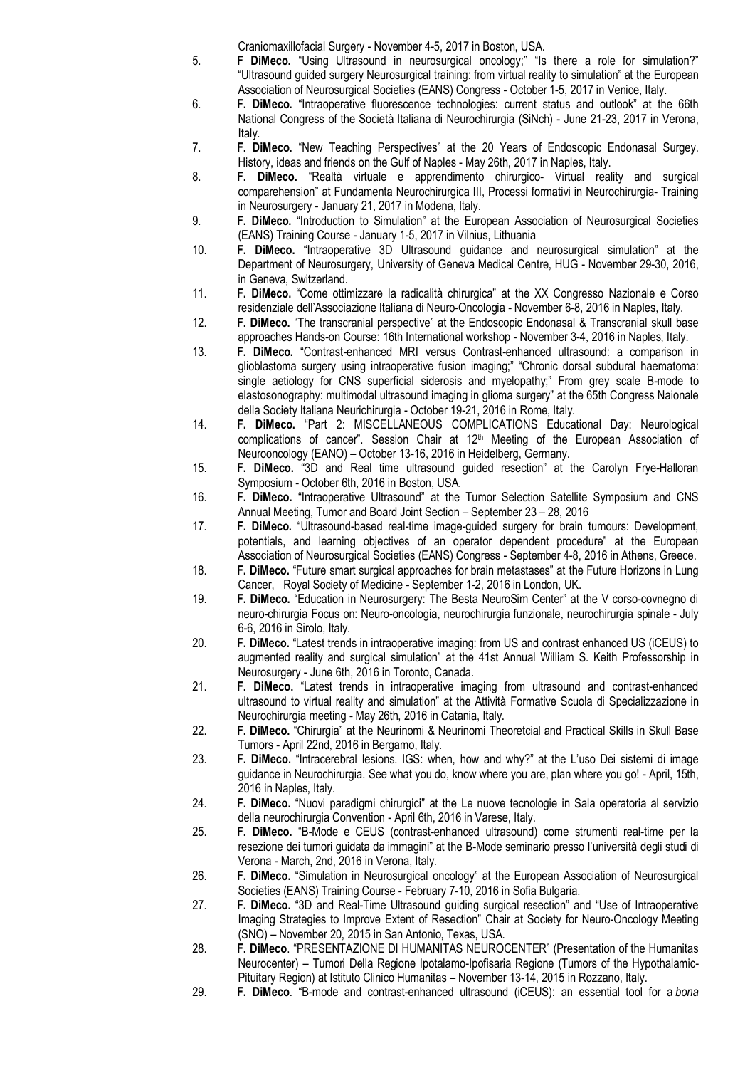Craniomaxillofacial Surgery - November 4-5, 2017 in Boston, USA.

5. **F DiMeco.** "Using Ultrasound in neurosurgical oncology;" "Is there a role for simulation?" "Ultrasound guided surgery Neurosurgical training: from virtual reality to simulation" at the European Association of Neurosurgical Societies (EANS) Congress - October 1-5, 2017 in Venice, Italy.
6. **F. DiMeco.** "Intraoperative fluorescence technologies: current status and outlook" at the 66th National Congress of the Società Italiana di Neurochirurgia (SiNch) - June 21-23, 2017 in Verona, Italy.
7. **F. DiMeco.** "New Teaching Perspectives" at the 20 Years of Endoscopic Endonasal Surgey. History, ideas and friends on the Gulf of Naples - May 26th, 2017 in Naples, Italy.
8. **F. DiMeco.** "Realtà virtuale e apprendimento chirurgico- Virtual reality and surgical comparehension" at Fundamenta Neurochirurgica III, Processi formativi in Neurochirurgia- Training in Neurosurgery - January 21, 2017 in Modena, Italy.
9. **F. DiMeco.** "Introduction to Simulation" at the European Association of Neurosurgical Societies (EANS) Training Course - January 1-5, 2017 in Vilnius, Lithuania
10. **F. DiMeco.** "Intraoperative 3D Ultrasound guidance and neurosurgical simulation" at the Department of Neurosurgery, University of Geneva Medical Centre, HUG - November 29-30, 2016, in Geneva, Switzerland.
11. **F. DiMeco.** "Come ottimizzare la radicalità chirurgica" at the XX Congresso Nazionale e Corso residenziale dell'Associazione Italiana di Neuro-Oncologia - November 6-8, 2016 in Naples, Italy.
12. **F. DiMeco.** "The transcranial perspective" at the Endoscopic Endonasal & Transcranial skull base approaches Hands-on Course: 16th International workshop - November 3-4, 2016 in Naples, Italy.
13. **F. DiMeco.** "Contrast-enhanced MRI versus Contrast-enhanced ultrasound: a comparison in glioblastoma surgery using intraoperative fusion imaging;" "Chronic dorsal subdural haematoma: single aetiology for CNS superficial siderosis and myelopathy;" From grey scale B-mode to elastosonography: multimodal ultrasound imaging in glioma surgery" at the 65th Congress Naionale della Society Italiana Neurichirurgia - October 19-21, 2016 in Rome, Italy.
14. **F. DiMeco.** "Part 2: MISCELLANEOUS COMPLICATIONS Educational Day: Neurological complications of cancer". Session Chair at 12th Meeting of the European Association of Neurooncology (EANO) – October 13-16, 2016 in Heidelberg, Germany.
15. **F. DiMeco.** "3D and Real time ultrasound guided resection" at the Carolyn Frye-Halloran Symposium - October 6th, 2016 in Boston, USA.
16. **F. DiMeco.** "Intraoperative Ultrasound" at the Tumor Selection Satellite Symposium and CNS Annual Meeting, Tumor and Board Joint Section – September 23 – 28, 2016
17. **F. DiMeco.** "Ultrasound-based real-time image-guided surgery for brain tumours: Development, potentials, and learning objectives of an operator dependent procedure" at the European Association of Neurosurgical Societies (EANS) Congress - September 4-8, 2016 in Athens, Greece.
18. **F. DiMeco.** "Future smart surgical approaches for brain metastases" at the Future Horizons in Lung Cancer, Royal Society of Medicine - September 1-2, 2016 in London, UK.
19. **F. DiMeco.** "Education in Neurosurgery: The Besta NeuroSim Center" at the V corso-covnegno di neuro-chirurgia Focus on: Neuro-oncologia, neurochirurgia funzionale, neurochirurgia spinale - July 6-6, 2016 in Sirolo, Italy.
20. **F. DiMeco.** "Latest trends in intraoperative imaging: from US and contrast enhanced US (iCEUS) to augmented reality and surgical simulation" at the 41st Annual William S. Keith Professorship in Neurosurgery - June 6th, 2016 in Toronto, Canada.
21. **F. DiMeco.** "Latest trends in intraoperative imaging from ultrasound and contrast-enhanced ultrasound to virtual reality and simulation" at the Attività Formative Scuola di Specializzazione in Neurochirurgia meeting - May 26th, 2016 in Catania, Italy.
22. **F. DiMeco.** "Chirurgia" at the Neurinomi & Neurinomi Theoretcial and Practical Skills in Skull Base Tumors - April 22nd, 2016 in Bergamo, Italy.
23. **F. DiMeco.** "Intracerebral lesions. IGS: when, how and why?" at the L'uso Dei sistemi di image guidance in Neurochirurgia. See what you do, know where you are, plan where you go! - April, 15th, 2016 in Naples, Italy.
24. **F. DiMeco.** "Nuovi paradigmi chirurgici" at the Le nuove tecnologie in Sala operatoria al servizio della neurochirurgia Convention - April 6th, 2016 in Varese, Italy.
25. **F. DiMeco.** "B-Mode e CEUS (contrast-enhanced ultrasound) come strumenti real-time per la resezione dei tumori guidata da immagini" at the B-Mode seminario presso l'università degli studi di Verona - March, 2nd, 2016 in Verona, Italy.
26. **F. DiMeco.** "Simulation in Neurosurgical oncology" at the European Association of Neurosurgical Societies (EANS) Training Course - February 7-10, 2016 in Sofia Bulgaria.
27. **F. DiMeco.** "3D and Real-Time Ultrasound guiding surgical resection" and "Use of Intraoperative Imaging Strategies to Improve Extent of Resection" Chair at Society for Neuro-Oncology Meeting (SNO) – November 20, 2015 in San Antonio, Texas, USA.
28. **F. DiMeco**. "PRESENTAZIONE DI HUMANITAS NEUROCENTER" (Presentation of the Humanitas Neurocenter) – Tumori Della Regione Ipotalamo-Ipofisaria Regione (Tumors of the Hypothalamic-Pituitary Region) at Istituto Clinico Humanitas – November 13-14, 2015 in Rozzano, Italy.
29. **F. DiMeco**. "B-mode and contrast-enhanced ultrasound (iCEUS): an essential tool for a *bona*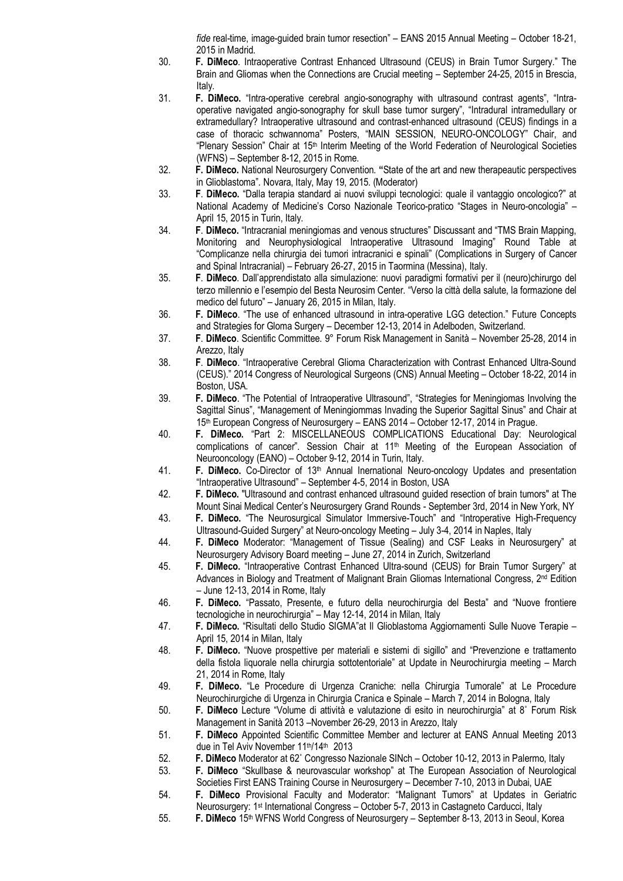*fide* real-time, image-guided brain tumor resection" – EANS 2015 Annual Meeting – October 18-21, 2015 in Madrid.

30. **F. DiMeco**. Intraoperative Contrast Enhanced Ultrasound (CEUS) in Brain Tumor Surgery." The Brain and Gliomas when the Connections are Crucial meeting – September 24-25, 2015 in Brescia, Italy.
31. **F. DiMeco.** "Intra-operative cerebral angio-sonography with ultrasound contrast agents", "Intra-operative navigated angio-sonography for skull base tumor surgery", "Intradural intramedullary or extramedullary? Intraoperative ultrasound and contrast-enhanced ultrasound (CEUS) findings in a case of thoracic schwannoma" Posters, "MAIN SESSION, NEURO-ONCOLOGY" Chair, and "Plenary Session" Chair at 15th Interim Meeting of the World Federation of Neurological Societies (WFNS) – September 8-12, 2015 in Rome.
32. **F. DiMeco.** National Neurosurgery Convention. **"**State of the art and new therapeautic perspectives in Glioblastoma". Novara, Italy, May 19, 2015. (Moderator)
33. **F**. **DiMeco.** "Dalla terapia standard ai nuovi sviluppi tecnologici: quale il vantaggio oncologico?" at National Academy of Medicine's Corso Nazionale Teorico-pratico "Stages in Neuro-oncologia" – April 15, 2015 in Turin, Italy.
34. **F**. **DiMeco.** "Intracranial meningiomas and venous structures" Discussant and "TMS Brain Mapping, Monitoring and Neurophysiological Intraoperative Ultrasound Imaging" Round Table at "Complicanze nella chirurgia dei tumori intracranici e spinali" (Complications in Surgery of Cancer and Spinal Intracranial) – February 26-27, 2015 in Taormina (Messina), Italy.
35. **F**. **DiMeco**. Dall'apprendistato alla simulazione: nuovi paradigmi formativi per il (neuro)chirurgo del terzo millennio e l'esempio del Besta Neurosim Center. "Verso la città della salute, la formazione del medico del futuro" – January 26, 2015 in Milan, Italy.
36. **F. DiMeco**. "The use of enhanced ultrasound in intra-operative LGG detection." Future Concepts and Strategies for Gloma Surgery – December 12-13, 2014 in Adelboden, Switzerland.
37. **F**. **DiMeco**. Scientific Committee. 9° Forum Risk Management in Sanità – November 25-28, 2014 in Arezzo, Italy
38. **F**. **DiMeco**. "Intraoperative Cerebral Glioma Characterization with Contrast Enhanced Ultra-Sound (CEUS)." 2014 Congress of Neurological Surgeons (CNS) Annual Meeting – October 18-22, 2014 in Boston, USA.
39. **F**. **DiMeco**. "The Potential of Intraoperative Ultrasound", "Strategies for Meningiomas Involving the Sagittal Sinus", "Management of Meningiommas Invading the Superior Sagittal Sinus" and Chair at 15th European Congress of Neurosurgery – EANS 2014 – October 12-17, 2014 in Prague.
40. **F. DiMeco.** "Part 2: MISCELLANEOUS COMPLICATIONS Educational Day: Neurological complications of cancer". Session Chair at 11th Meeting of the European Association of Neurooncology (EANO) – October 9-12, 2014 in Turin, Italy.
41. **F. DiMeco.** Co-Director of 13th Annual Inernational Neuro-oncology Updates and presentation "Intraoperative Ultrasound" – September 4-5, 2014 in Boston, USA
42. **F. DiMeco.** "Ultrasound and contrast enhanced ultrasound guided resection of brain tumors" at The Mount Sinai Medical Center's Neurosurgery Grand Rounds - September 3rd, 2014 in New York, NY
43. **F. DiMeco.** "The Neurosurgical Simulator Immersive-Touch" and "Introperative High-Frequency Ultrasound-Guided Surgery" at Neuro-oncology Meeting – July 3-4, 2014 in Naples, Italy
44. **F. DiMeco** Moderator: "Management of Tissue (Sealing) and CSF Leaks in Neurosurgery" at Neurosurgery Advisory Board meeting – June 27, 2014 in Zurich, Switzerland
45. **F. DiMeco.** "Intraoperative Contrast Enhanced Ultra-sound (CEUS) for Brain Tumor Surgery" at Advances in Biology and Treatment of Malignant Brain Gliomas International Congress, 2nd Edition – June 12-13, 2014 in Rome, Italy
46. **F. DiMeco.** "Passato, Presente, e futuro della neurochirurgia del Besta" and "Nuove frontiere tecnologiche in neurochirurgia" – May 12-14, 2014 in Milan, Italy
47. **F. DiMeco.** "Risultati dello Studio SIGMA"at Il Glioblastoma Aggiornamenti Sulle Nuove Terapie – April 15, 2014 in Milan, Italy
48. **F. DiMeco.** "Nuove prospettive per materiali e sistemi di sigillo" and "Prevenzione e trattamento della fistola liquorale nella chirurgia sottotentoriale" at Update in Neurochirurgia meeting – March 21, 2014 in Rome, Italy
49. **F. DiMeco.** "Le Procedure di Urgenza Craniche: nella Chirurgia Tumorale" at Le Procedure Neurochirurgiche di Urgenza in Chirurgia Cranica e Spinale – March 7, 2014 in Bologna, Italy
50. **F. DiMeco** Lecture "Volume di attività e valutazione di esito in neurochirurgia" at 8° Forum Risk Management in Sanità 2013 –November 26-29, 2013 in Arezzo, Italy
51. **F. DiMeco** Appointed Scientific Committee Member and lecturer at EANS Annual Meeting 2013 due in Tel Aviv November 11th/14th 2013
52. **F. DiMeco** Moderator at 62° Congresso Nazionale SINch – October 10-12, 2013 in Palermo, Italy
53. **F. DiMeco** "Skullbase & neurovascular workshop" at The European Association of Neurological Societies First EANS Training Course in Neurosurgery – December 7-10, 2013 in Dubai, UAE
54. **F. DiMeco** Provisional Faculty and Moderator: "Malignant Tumors" at Updates in Geriatric Neurosurgery: 1st International Congress – October 5-7, 2013 in Castagneto Carducci, Italy
55. **F. DiMeco** 15th WFNS World Congress of Neurosurgery – September 8-13, 2013 in Seoul, Korea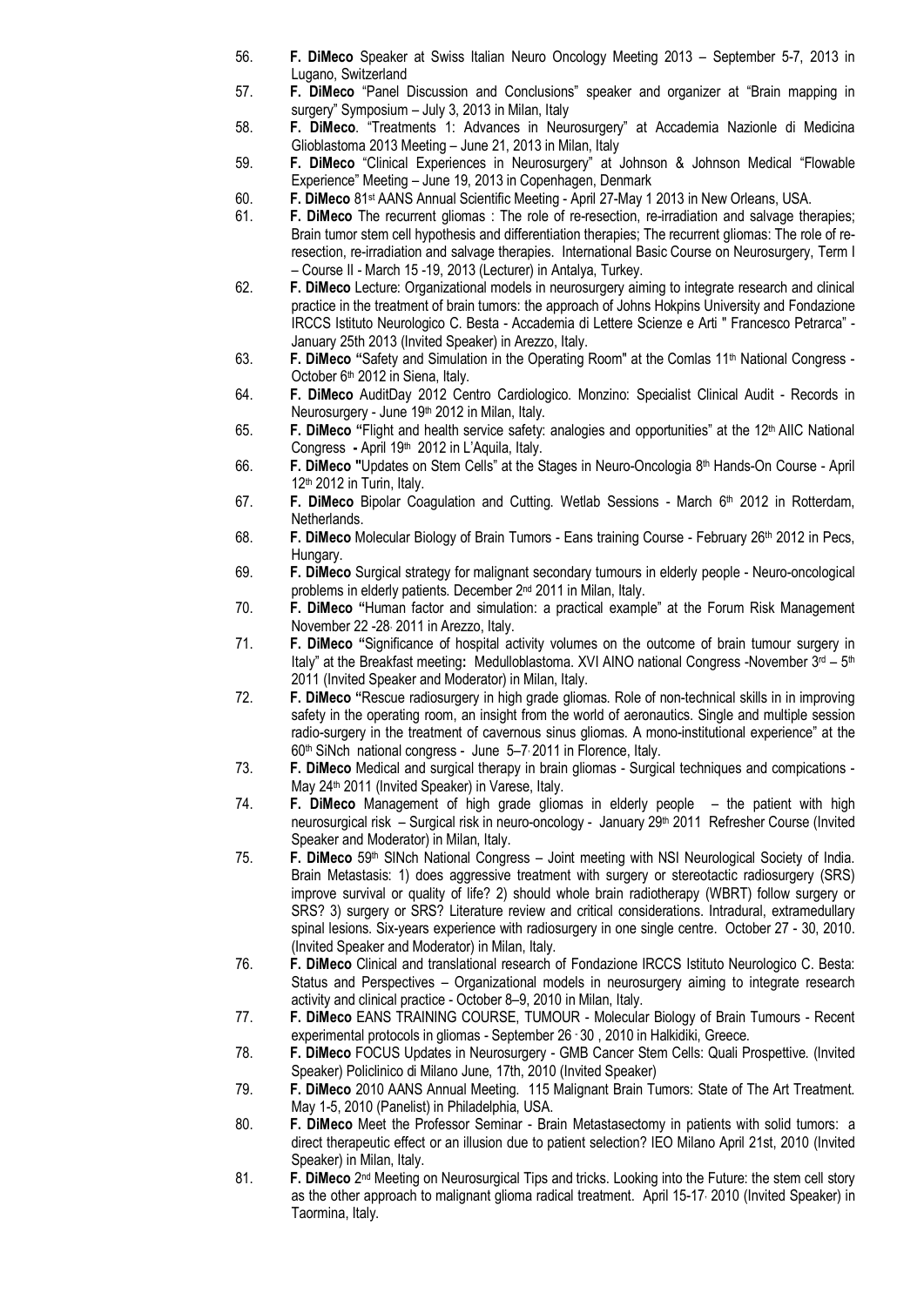56. **F. DiMeco** Speaker at Swiss Italian Neuro Oncology Meeting 2013 – September 5-7, 2013 in Lugano, Switzerland
57. **F. DiMeco** "Panel Discussion and Conclusions" speaker and organizer at "Brain mapping in surgery" Symposium – July 3, 2013 in Milan, Italy
58. **F. DiMeco**. "Treatments 1: Advances in Neurosurgery" at Accademia Nazionle di Medicina Glioblastoma 2013 Meeting – June 21, 2013 in Milan, Italy
59. **F. DiMeco** "Clinical Experiences in Neurosurgery" at Johnson & Johnson Medical "Flowable Experience" Meeting – June 19, 2013 in Copenhagen, Denmark
60. **F. DiMeco** 81st AANS Annual Scientific Meeting - April 27-May 1 2013 in New Orleans, USA.
61. **F. DiMeco** The recurrent gliomas : The role of re-resection, re-irradiation and salvage therapies; Brain tumor stem cell hypothesis and differentiation therapies; The recurrent gliomas: The role of re-resection, re-irradiation and salvage therapies. International Basic Course on Neurosurgery, Term I – Course II - March 15 -19, 2013 (Lecturer) in Antalya, Turkey.
62. **F. DiMeco** Lecture: Organizational models in neurosurgery aiming to integrate research and clinical practice in the treatment of brain tumors: the approach of Johns Hokpins University and Fondazione IRCCS Istituto Neurologico C. Besta - Accademia di Lettere Scienze e Arti " Francesco Petrarca" - January 25th 2013 (Invited Speaker) in Arezzo, Italy.
63. **F. DiMeco "**Safety and Simulation in the Operating Room" at the Comlas 11th National Congress - October 6th 2012 in Siena, Italy.
64. **F. DiMeco** AuditDay 2012 Centro Cardiologico. Monzino: Specialist Clinical Audit - Records in Neurosurgery - June 19th 2012 in Milan, Italy.
65. **F. DiMeco "**Flight and health service safety: analogies and opportunities" at the 12th AIIC National Congress **-** April 19th 2012 in L'Aquila, Italy.
66. **F. DiMeco "**Updates on Stem Cells" at the Stages in Neuro-Oncologia 8th Hands-On Course - April 12th 2012 in Turin, Italy.
67. **F. DiMeco** Bipolar Coagulation and Cutting. Wetlab Sessions - March 6th 2012 in Rotterdam, Netherlands.
68. **F. DiMeco** Molecular Biology of Brain Tumors - Eans training Course - February 26th 2012 in Pecs, Hungary.
69. **F. DiMeco** Surgical strategy for malignant secondary tumours in elderly people - Neuro-oncological problems in elderly patients. December 2nd 2011 in Milan, Italy.
70. **F. DiMeco "**Human factor and simulation: a practical example" at the Forum Risk Management November 22 -28, 2011 in Arezzo, Italy.
71. **F. DiMeco "**Significance of hospital activity volumes on the outcome of brain tumour surgery in Italy" at the Breakfast meeting**:** Medulloblastoma. XVI AINO national Congress -November 3rd – 5th 2011 (Invited Speaker and Moderator) in Milan, Italy.
72. **F. DiMeco "**Rescue radiosurgery in high grade gliomas. Role of non-technical skills in in improving safety in the operating room, an insight from the world of aeronautics. Single and multiple session radio-surgery in the treatment of cavernous sinus gliomas. A mono-institutional experience" at the 60th SiNch national congress - June 5–7, 2011 in Florence, Italy.
73. **F. DiMeco** Medical and surgical therapy in brain gliomas - Surgical techniques and compications - May 24th 2011 (Invited Speaker) in Varese, Italy.
74. **F. DiMeco** Management of high grade gliomas in elderly people – the patient with high neurosurgical risk – Surgical risk in neuro-oncology - January 29th 2011 Refresher Course (Invited Speaker and Moderator) in Milan, Italy.
75. **F. DiMeco** 59th SINch National Congress – Joint meeting with NSI Neurological Society of India. Brain Metastasis: 1) does aggressive treatment with surgery or stereotactic radiosurgery (SRS) improve survival or quality of life? 2) should whole brain radiotherapy (WBRT) follow surgery or SRS? 3) surgery or SRS? Literature review and critical considerations. Intradural, extramedullary spinal lesions. Six-years experience with radiosurgery in one single centre. October 27 - 30, 2010. (Invited Speaker and Moderator) in Milan, Italy.
76. **F. DiMeco** Clinical and translational research of Fondazione IRCCS Istituto Neurologico C. Besta: Status and Perspectives – Organizational models in neurosurgery aiming to integrate research activity and clinical practice - October 8–9, 2010 in Milan, Italy.
77. **F. DiMeco** EANS TRAINING COURSE, TUMOUR - Molecular Biology of Brain Tumours - Recent experimental protocols in gliomas - September 26 - 30 , 2010 in Halkidiki, Greece.
78. **F. DiMeco** FOCUS Updates in Neurosurgery - GMB Cancer Stem Cells: Quali Prospettive. (Invited Speaker) Policlinico di Milano June, 17th, 2010 (Invited Speaker)
79. **F. DiMeco** 2010 AANS Annual Meeting. 115 Malignant Brain Tumors: State of The Art Treatment. May 1-5, 2010 (Panelist) in Philadelphia, USA.
80. **F. DiMeco** Meet the Professor Seminar - Brain Metastasectomy in patients with solid tumors: a direct therapeutic effect or an illusion due to patient selection? IEO Milano April 21st, 2010 (Invited Speaker) in Milan, Italy.
81. **F. DiMeco** 2nd Meeting on Neurosurgical Tips and tricks. Looking into the Future: the stem cell story as the other approach to malignant glioma radical treatment. April 15-17, 2010 (Invited Speaker) in Taormina, Italy.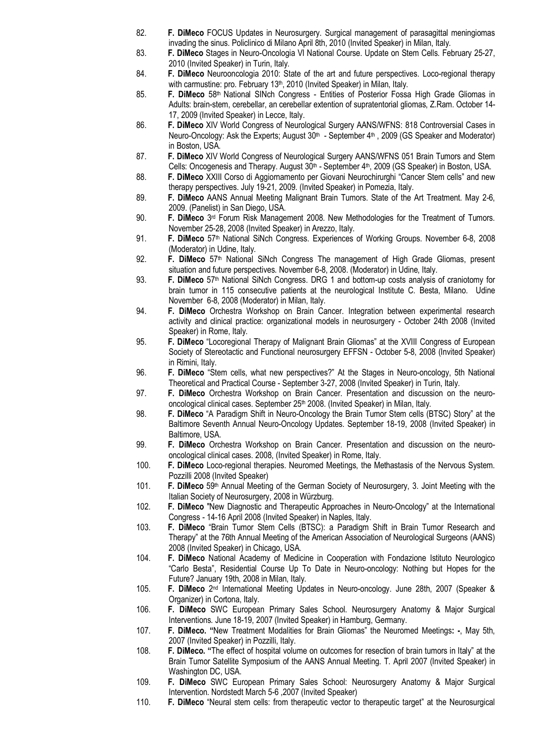82. **F. DiMeco** FOCUS Updates in Neurosurgery. Surgical management of parasagittal meningiomas invading the sinus. Policlinico di Milano April 8th, 2010 (Invited Speaker) in Milan, Italy.
83. **F. DiMeco** Stages in Neuro-Oncologia VI National Course. Update on Stem Cells. February 25-27, 2010 (Invited Speaker) in Turin, Italy.
84. **F. DiMeco** Neurooncologia 2010: State of the art and future perspectives. Loco-regional therapy with carmustine: pro. February 13th, 2010 (Invited Speaker) in Milan, Italy.
85. **F. DiMeco** 58th National SINch Congress - Entities of Posterior Fossa High Grade Gliomas in Adults: brain-stem, cerebellar, an cerebellar extention of supratentorial gliomas, Z.Ram. October 14-17, 2009 (Invited Speaker) in Lecce, Italy.
86. **F. DiMeco** XIV World Congress of Neurological Surgery AANS/WFNS: 818 Controversial Cases in Neuro-Oncology: Ask the Experts; August 30th - September 4th, 2009 (GS Speaker and Moderator) in Boston, USA.
87. **F. DiMeco** XIV World Congress of Neurological Surgery AANS/WFNS 051 Brain Tumors and Stem Cells: Oncogenesis and Therapy. August 30th - September 4th, 2009 (GS Speaker) in Boston, USA.
88. **F. DiMeco** XXIII Corso di Aggiornamento per Giovani Neurochirurghi "Cancer Stem cells" and new therapy perspectives. July 19-21, 2009. (Invited Speaker) in Pomezia, Italy.
89. **F. DiMeco** AANS Annual Meeting Malignant Brain Tumors. State of the Art Treatment. May 2-6, 2009. (Panelist) in San Diego, USA.
90. **F. DiMeco** 3rd Forum Risk Management 2008. New Methodologies for the Treatment of Tumors. November 25-28, 2008 (Invited Speaker) in Arezzo, Italy.
91. **F. DiMeco** 57th National SiNch Congress. Experiences of Working Groups. November 6-8, 2008 (Moderator) in Udine, Italy.
92. **F. DiMeco** 57th National SiNch Congress The management of High Grade Gliomas, present situation and future perspectives. November 6-8, 2008. (Moderator) in Udine, Italy.
93. **F. DiMeco** 57th National SiNch Congress. DRG 1 and bottom-up costs analysis of craniotomy for brain tumor in 115 consecutive patients at the neurological Institute C. Besta, Milano. Udine November 6-8, 2008 (Moderator) in Milan, Italy.
94. **F. DiMeco** Orchestra Workshop on Brain Cancer. Integration between experimental research activity and clinical practice: organizational models in neurosurgery - October 24th 2008 (Invited Speaker) in Rome, Italy.
95. **F. DiMeco** "Locoregional Therapy of Malignant Brain Gliomas" at the XVIII Congress of European Society of Stereotactic and Functional neurosurgery EFFSN - October 5-8, 2008 (Invited Speaker) in Rimini, Italy.
96. **F. DiMeco** "Stem cells, what new perspectives?" At the Stages in Neuro-oncology, 5th National Theoretical and Practical Course - September 3-27, 2008 (Invited Speaker) in Turin, Italy.
97. **F. DiMeco** Orchestra Workshop on Brain Cancer. Presentation and discussion on the neuro-oncological clinical cases. September 25th 2008. (Invited Speaker) in Milan, Italy.
98. **F. DiMeco** "A Paradigm Shift in Neuro-Oncology the Brain Tumor Stem cells (BTSC) Story" at the Baltimore Seventh Annual Neuro-Oncology Updates. September 18-19, 2008 (Invited Speaker) in Baltimore, USA.
99. **F. DiMeco** Orchestra Workshop on Brain Cancer. Presentation and discussion on the neuro-oncological clinical cases. 2008, (Invited Speaker) in Rome, Italy.
100. **F. DiMeco** Loco-regional therapies. Neuromed Meetings, the Methastasis of the Nervous System. Pozzilli 2008 (Invited Speaker)
101. **F. DiMeco** 59th Annual Meeting of the German Society of Neurosurgery, 3. Joint Meeting with the Italian Society of Neurosurgery, 2008 in Würzburg.
102. **F. DiMeco** "New Diagnostic and Therapeutic Approaches in Neuro-Oncology" at the International Congress - 14-16 April 2008 (Invited Speaker) in Naples, Italy.
103. **F. DiMeco** "Brain Tumor Stem Cells (BTSC): a Paradigm Shift in Brain Tumor Research and Therapy" at the 76th Annual Meeting of the American Association of Neurological Surgeons (AANS) 2008 (Invited Speaker) in Chicago, USA.
104. **F. DiMeco** National Academy of Medicine in Cooperation with Fondazione Istituto Neurologico "Carlo Besta", Residential Course Up To Date in Neuro-oncology: Nothing but Hopes for the Future? January 19th, 2008 in Milan, Italy.
105. **F. DiMeco** 2nd International Meeting Updates in Neuro-oncology. June 28th, 2007 (Speaker & Organizer) in Cortona, Italy.
106. **F. DiMeco** SWC European Primary Sales School. Neurosurgery Anatomy & Major Surgical Interventions. June 18-19, 2007 (Invited Speaker) in Hamburg, Germany.
107. **F. DiMeco. "**New Treatment Modalities for Brain Gliomas" the Neuromed Meetings**: -**, May 5th, 2007 (Invited Speaker) in Pozzilli, Italy.
108. **F. DiMeco. "**The effect of hospital volume on outcomes for resection of brain tumors in Italy" at the Brain Tumor Satellite Symposium of the AANS Annual Meeting. T. April 2007 (Invited Speaker) in Washington DC, USA.
109. **F. DiMeco** SWC European Primary Sales School: Neurosurgery Anatomy & Major Surgical Intervention. Nordstedt March 5-6 ,2007 (Invited Speaker)
110. **F. DiMeco** "Neural stem cells: from therapeutic vector to therapeutic target" at the Neurosurgical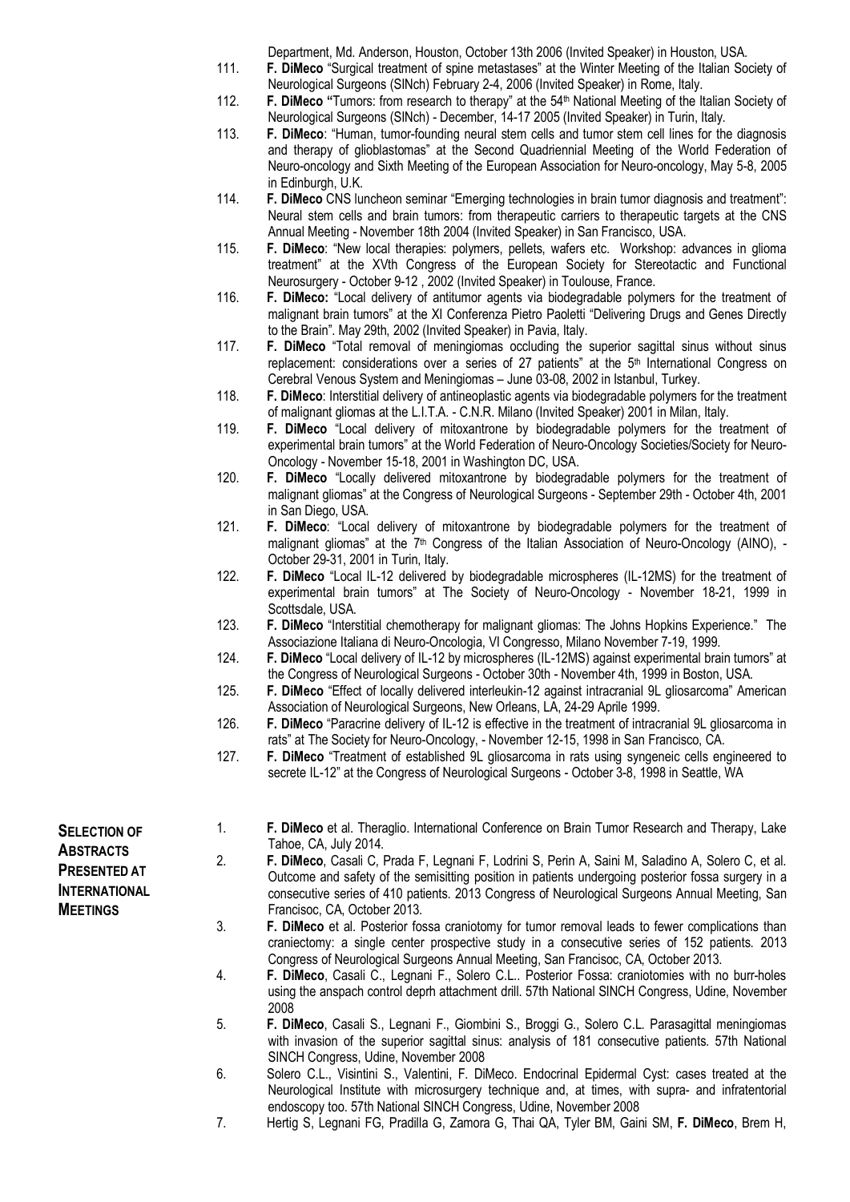Department, Md. Anderson, Houston, October 13th 2006 (Invited Speaker) in Houston, USA.

111. **F. DiMeco** "Surgical treatment of spine metastases" at the Winter Meeting of the Italian Society of Neurological Surgeons (SINch) February 2-4, 2006 (Invited Speaker) in Rome, Italy.
112. **F. DiMeco "**Tumors: from research to therapy" at the 54th National Meeting of the Italian Society of Neurological Surgeons (SINch) - December, 14-17 2005 (Invited Speaker) in Turin, Italy.
113. **F. DiMeco**: "Human, tumor-founding neural stem cells and tumor stem cell lines for the diagnosis and therapy of glioblastomas" at the Second Quadriennial Meeting of the World Federation of Neuro-oncology and Sixth Meeting of the European Association for Neuro-oncology, May 5-8, 2005 in Edinburgh, U.K.
114. **F. DiMeco** CNS luncheon seminar "Emerging technologies in brain tumor diagnosis and treatment": Neural stem cells and brain tumors: from therapeutic carriers to therapeutic targets at the CNS Annual Meeting - November 18th 2004 (Invited Speaker) in San Francisco, USA.
115. **F. DiMeco**: "New local therapies: polymers, pellets, wafers etc. Workshop: advances in glioma treatment" at the XVth Congress of the European Society for Stereotactic and Functional Neurosurgery - October 9-12 , 2002 (Invited Speaker) in Toulouse, France.
116. **F. DiMeco:** "Local delivery of antitumor agents via biodegradable polymers for the treatment of malignant brain tumors" at the XI Conferenza Pietro Paoletti "Delivering Drugs and Genes Directly to the Brain". May 29th, 2002 (Invited Speaker) in Pavia, Italy.
117. **F. DiMeco** "Total removal of meningiomas occluding the superior sagittal sinus without sinus replacement: considerations over a series of 27 patients" at the 5th International Congress on Cerebral Venous System and Meningiomas – June 03-08, 2002 in Istanbul, Turkey.
118. **F. DiMeco**: Interstitial delivery of antineoplastic agents via biodegradable polymers for the treatment of malignant gliomas at the L.I.T.A. - C.N.R. Milano (Invited Speaker) 2001 in Milan, Italy.
119. **F. DiMeco** "Local delivery of mitoxantrone by biodegradable polymers for the treatment of experimental brain tumors" at the World Federation of Neuro-Oncology Societies/Society for Neuro-Oncology - November 15-18, 2001 in Washington DC, USA.
120. **F. DiMeco** "Locally delivered mitoxantrone by biodegradable polymers for the treatment of malignant gliomas" at the Congress of Neurological Surgeons - September 29th - October 4th, 2001 in San Diego, USA.
121. **F. DiMeco**: "Local delivery of mitoxantrone by biodegradable polymers for the treatment of malignant gliomas" at the 7th Congress of the Italian Association of Neuro-Oncology (AINO), - October 29-31, 2001 in Turin, Italy.
122. **F. DiMeco** "Local IL-12 delivered by biodegradable microspheres (IL-12MS) for the treatment of experimental brain tumors" at The Society of Neuro-Oncology - November 18-21, 1999 in Scottsdale, USA.
123. **F. DiMeco** "Interstitial chemotherapy for malignant gliomas: The Johns Hopkins Experience." The Associazione Italiana di Neuro-Oncologia, VI Congresso, Milano November 7-19, 1999.
124. **F. DiMeco** "Local delivery of IL-12 by microspheres (IL-12MS) against experimental brain tumors" at the Congress of Neurological Surgeons - October 30th - November 4th, 1999 in Boston, USA.
125. **F. DiMeco** "Effect of locally delivered interleukin-12 against intracranial 9L gliosarcoma" American Association of Neurological Surgeons, New Orleans, LA, 24-29 Aprile 1999.
126. **F. DiMeco** "Paracrine delivery of IL-12 is effective in the treatment of intracranial 9L gliosarcoma in rats" at The Society for Neuro-Oncology, - November 12-15, 1998 in San Francisco, CA.
127. **F. DiMeco** "Treatment of established 9L gliosarcoma in rats using syngeneic cells engineered to secrete IL-12" at the Congress of Neurological Surgeons - October 3-8, 1998 in Seattle, WA

## SELECTION OF ABSTRACTS PRESENTED AT INTERNATIONAL MEETINGS

1. **F. DiMeco** et al. Theraglio. International Conference on Brain Tumor Research and Therapy, Lake Tahoe, CA, July 2014.
2. **F. DiMeco**, Casali C, Prada F, Legnani F, Lodrini S, Perin A, Saini M, Saladino A, Solero C, et al. Outcome and safety of the semisitting position in patients undergoing posterior fossa surgery in a consecutive series of 410 patients. 2013 Congress of Neurological Surgeons Annual Meeting, San Francisoc, CA, October 2013.
3. **F. DiMeco** et al. Posterior fossa craniotomy for tumor removal leads to fewer complications than craniectomy: a single center prospective study in a consecutive series of 152 patients. 2013 Congress of Neurological Surgeons Annual Meeting, San Francisoc, CA, October 2013.
4. **F. DiMeco**, Casali C., Legnani F., Solero C.L.. Posterior Fossa: craniotomies with no burr-holes using the anspach control deprh attachment drill. 57th National SINCH Congress, Udine, November 2008
5. **F. DiMeco**, Casali S., Legnani F., Giombini S., Broggi G., Solero C.L. Parasagittal meningiomas with invasion of the superior sagittal sinus: analysis of 181 consecutive patients. 57th National SINCH Congress, Udine, November 2008
6. Solero C.L., Visintini S., Valentini, F. DiMeco. Endocrinal Epidermal Cyst: cases treated at the Neurological Institute with microsurgery technique and, at times, with supra- and infratentorial endoscopy too. 57th National SINCH Congress, Udine, November 2008
7. Hertig S, Legnani FG, Pradilla G, Zamora G, Thai QA, Tyler BM, Gaini SM, **F. DiMeco**, Brem H,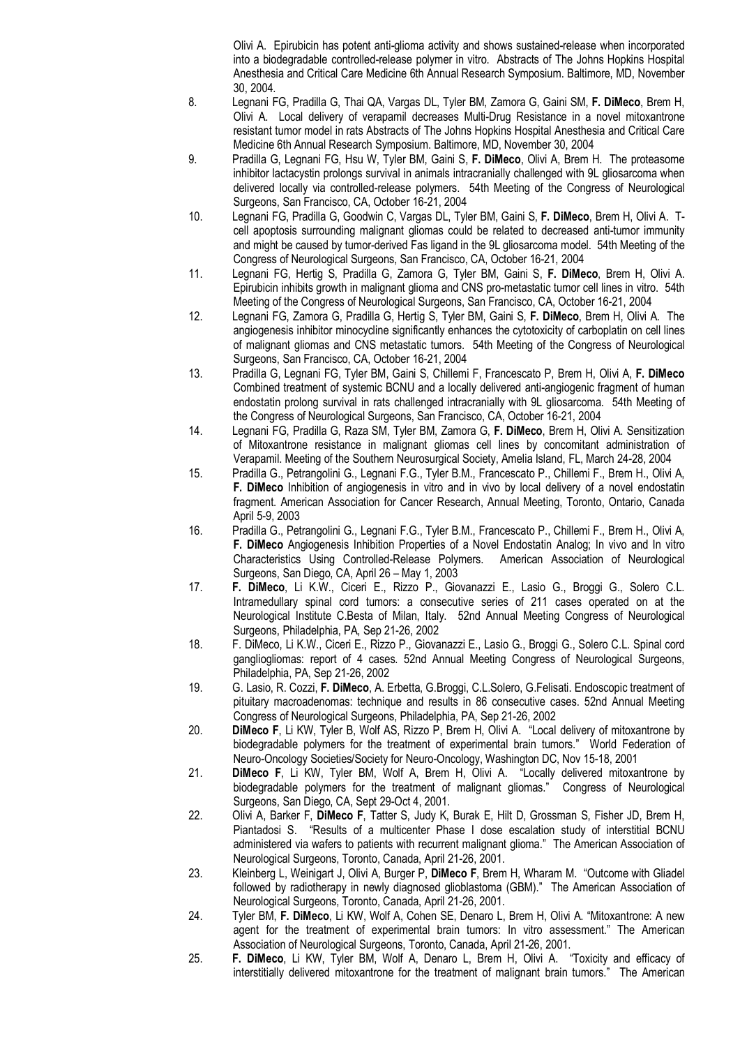Olivi A. Epirubicin has potent anti-glioma activity and shows sustained-release when incorporated into a biodegradable controlled-release polymer in vitro. Abstracts of The Johns Hopkins Hospital Anesthesia and Critical Care Medicine 6th Annual Research Symposium. Baltimore, MD, November 30, 2004.

8. Legnani FG, Pradilla G, Thai QA, Vargas DL, Tyler BM, Zamora G, Gaini SM, **F. DiMeco**, Brem H, Olivi A. Local delivery of verapamil decreases Multi-Drug Resistance in a novel mitoxantrone resistant tumor model in rats Abstracts of The Johns Hopkins Hospital Anesthesia and Critical Care Medicine 6th Annual Research Symposium. Baltimore, MD, November 30, 2004

9. Pradilla G, Legnani FG, Hsu W, Tyler BM, Gaini S, **F. DiMeco**, Olivi A, Brem H. The proteasome inhibitor lactacystin prolongs survival in animals intracranially challenged with 9L gliosarcoma when delivered locally via controlled-release polymers. 54th Meeting of the Congress of Neurological Surgeons, San Francisco, CA, October 16-21, 2004

10. Legnani FG, Pradilla G, Goodwin C, Vargas DL, Tyler BM, Gaini S, **F. DiMeco**, Brem H, Olivi A. T-cell apoptosis surrounding malignant gliomas could be related to decreased anti-tumor immunity and might be caused by tumor-derived Fas ligand in the 9L gliosarcoma model. 54th Meeting of the Congress of Neurological Surgeons, San Francisco, CA, October 16-21, 2004

11. Legnani FG, Hertig S, Pradilla G, Zamora G, Tyler BM, Gaini S, **F. DiMeco**, Brem H, Olivi A. Epirubicin inhibits growth in malignant glioma and CNS pro-metastatic tumor cell lines in vitro. 54th Meeting of the Congress of Neurological Surgeons, San Francisco, CA, October 16-21, 2004

12. Legnani FG, Zamora G, Pradilla G, Hertig S, Tyler BM, Gaini S, **F. DiMeco**, Brem H, Olivi A. The angiogenesis inhibitor minocycline significantly enhances the cytotoxicity of carboplatin on cell lines of malignant gliomas and CNS metastatic tumors. 54th Meeting of the Congress of Neurological Surgeons, San Francisco, CA, October 16-21, 2004

13. Pradilla G, Legnani FG, Tyler BM, Gaini S, Chillemi F, Francescato P, Brem H, Olivi A, **F. DiMeco** Combined treatment of systemic BCNU and a locally delivered anti-angiogenic fragment of human endostatin prolong survival in rats challenged intracranially with 9L gliosarcoma. 54th Meeting of the Congress of Neurological Surgeons, San Francisco, CA, October 16-21, 2004

14. Legnani FG, Pradilla G, Raza SM, Tyler BM, Zamora G, **F. DiMeco**, Brem H, Olivi A. Sensitization of Mitoxantrone resistance in malignant gliomas cell lines by concomitant administration of Verapamil. Meeting of the Southern Neurosurgical Society, Amelia Island, FL, March 24-28, 2004

15. Pradilla G., Petrangolini G., Legnani F.G., Tyler B.M., Francescato P., Chillemi F., Brem H., Olivi A, **F. DiMeco** Inhibition of angiogenesis in vitro and in vivo by local delivery of a novel endostatin fragment. American Association for Cancer Research, Annual Meeting, Toronto, Ontario, Canada April 5-9, 2003

16. Pradilla G., Petrangolini G., Legnani F.G., Tyler B.M., Francescato P., Chillemi F., Brem H., Olivi A, **F. DiMeco** Angiogenesis Inhibition Properties of a Novel Endostatin Analog; In vivo and In vitro Characteristics Using Controlled-Release Polymers. American Association of Neurological Surgeons, San Diego, CA, April 26 – May 1, 2003

17. **F. DiMeco**, Li K.W., Ciceri E., Rizzo P., Giovanazzi E., Lasio G., Broggi G., Solero C.L. Intramedullary spinal cord tumors: a consecutive series of 211 cases operated on at the Neurological Institute C.Besta of Milan, Italy. 52nd Annual Meeting Congress of Neurological Surgeons, Philadelphia, PA, Sep 21-26, 2002

18. F. DiMeco, Li K.W., Ciceri E., Rizzo P., Giovanazzi E., Lasio G., Broggi G., Solero C.L. Spinal cord gangliogliomas: report of 4 cases. 52nd Annual Meeting Congress of Neurological Surgeons, Philadelphia, PA, Sep 21-26, 2002

19. G. Lasio, R. Cozzi, **F. DiMeco**, A. Erbetta, G.Broggi, C.L.Solero, G.Felisati. Endoscopic treatment of pituitary macroadenomas: technique and results in 86 consecutive cases. 52nd Annual Meeting Congress of Neurological Surgeons, Philadelphia, PA, Sep 21-26, 2002

20. **DiMeco F**, Li KW, Tyler B, Wolf AS, Rizzo P, Brem H, Olivi A. "Local delivery of mitoxantrone by biodegradable polymers for the treatment of experimental brain tumors." World Federation of Neuro-Oncology Societies/Society for Neuro-Oncology, Washington DC, Nov 15-18, 2001

21. **DiMeco F**, Li KW, Tyler BM, Wolf A, Brem H, Olivi A. "Locally delivered mitoxantrone by biodegradable polymers for the treatment of malignant gliomas." Congress of Neurological Surgeons, San Diego, CA, Sept 29-Oct 4, 2001.

22. Olivi A, Barker F, **DiMeco F**, Tatter S, Judy K, Burak E, Hilt D, Grossman S, Fisher JD, Brem H, Piantadosi S. "Results of a multicenter Phase I dose escalation study of interstitial BCNU administered via wafers to patients with recurrent malignant glioma." The American Association of Neurological Surgeons, Toronto, Canada, April 21-26, 2001.

23. Kleinberg L, Weinigart J, Olivi A, Burger P, **DiMeco F**, Brem H, Wharam M. "Outcome with Gliadel followed by radiotherapy in newly diagnosed glioblastoma (GBM)." The American Association of Neurological Surgeons, Toronto, Canada, April 21-26, 2001.

24. Tyler BM, **F. DiMeco**, Li KW, Wolf A, Cohen SE, Denaro L, Brem H, Olivi A. "Mitoxantrone: A new agent for the treatment of experimental brain tumors: In vitro assessment." The American Association of Neurological Surgeons, Toronto, Canada, April 21-26, 2001.

25. **F. DiMeco**, Li KW, Tyler BM, Wolf A, Denaro L, Brem H, Olivi A. "Toxicity and efficacy of interstitially delivered mitoxantrone for the treatment of malignant brain tumors." The American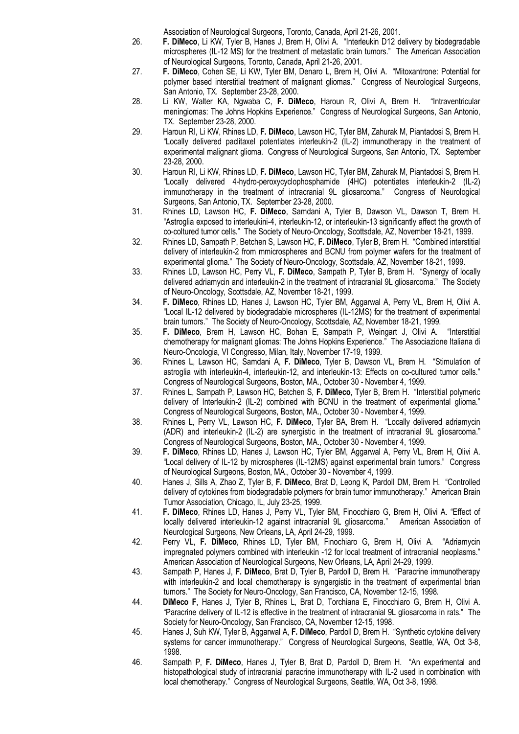Association of Neurological Surgeons, Toronto, Canada, April 21-26, 2001.

26. **F. DiMeco**, Li KW, Tyler B, Hanes J, Brem H, Olivi A. "Interleukin D12 delivery by biodegradable microspheres (IL-12 MS) for the treatment of metastatic brain tumors." The American Association of Neurological Surgeons, Toronto, Canada, April 21-26, 2001.
27. **F. DiMeco**, Cohen SE, Li KW, Tyler BM, Denaro L, Brem H, Olivi A. "Mitoxantrone: Potential for polymer based interstitial treatment of malignant gliomas." Congress of Neurological Surgeons, San Antonio, TX. September 23-28, 2000.
28. Li KW, Walter KA, Ngwaba C, **F. DiMeco**, Haroun R, Olivi A, Brem H. "Intraventricular meningiomas: The Johns Hopkins Experience." Congress of Neurological Surgeons, San Antonio, TX. September 23-28, 2000.
29. Haroun RI, Li KW, Rhines LD, **F. DiMeco**, Lawson HC, Tyler BM, Zahurak M, Piantadosi S, Brem H. "Locally delivered paclitaxel potentiates interleukin-2 (IL-2) immunotherapy in the treatment of experimental malignant glioma. Congress of Neurological Surgeons, San Antonio, TX. September 23-28, 2000.
30. Haroun RI, Li KW, Rhines LD, **F. DiMeco**, Lawson HC, Tyler BM, Zahurak M, Piantadosi S, Brem H. "Locally delivered 4-hydro-peroxycyclophosphamide (4HC) potentiates interleukin-2 (IL-2) immunotherapy in the treatment of intracranial 9L gliosarcoma." Congress of Neurological Surgeons, San Antonio, TX. September 23-28, 2000.
31. Rhines LD, Lawson HC, **F. DiMeco**, Samdani A, Tyler B, Dawson VL, Dawson T, Brem H. "Astroglia exposed to interleukini-4, interleukin-12, or interleukin-13 significantly affect the growth of co-coltured tumor cells." The Society of Neuro-Oncology, Scottsdale, AZ, November 18-21, 1999.
32. Rhines LD, Sampath P, Betchen S, Lawson HC, **F. DiMeco**, Tyler B, Brem H. "Combined interstitial delivery of interleukin-2 from mmicrospheres and BCNU from polymer wafers for the treatment of experimental glioma." The Society of Neuro-Oncology, Scottsdale, AZ, November 18-21, 1999.
33. Rhines LD, Lawson HC, Perry VL, **F. DiMeco**, Sampath P, Tyler B, Brem H. "Synergy of locally delivered adriamycin and interleukin-2 in the treatment of intracranial 9L gliosarcoma." The Society of Neuro-Oncology, Scottsdale, AZ, November 18-21, 1999.
34. **F. DiMeco**, Rhines LD, Hanes J, Lawson HC, Tyler BM, Aggarwal A, Perry VL, Brem H, Olivi A. "Local IL-12 delivered by biodegradable microspheres (IL-12MS) for the treatment of experimental brain tumors." The Society of Neuro-Oncology, Scottsdale, AZ, November 18-21, 1999.
35. **F. DiMeco**, Brem H, Lawson HC, Bohan E, Sampath P, Weingart J, Olivi A. "Interstitial chemotherapy for malignant gliomas: The Johns Hopkins Experience." The Associazione Italiana di Neuro-Oncologia, VI Congresso, Milan, Italy, November 17-19, 1999.
36. Rhines L, Lawson HC, Samdani A, **F. DiMeco**, Tyler B, Dawson VL, Brem H. "Stimulation of astroglia with interleukin-4, interleukin-12, interleukin-13: Effects on co-cultured tumor cells." Congress of Neurological Surgeons, Boston, MA., October 30 - November 4, 1999.
37. Rhines L, Sampath P, Lawson HC, Betchen S, **F. DiMeco**, Tyler B, Brem H. "Interstitial polymeric delivery of Interleukin-2 (IL-2) combined with BCNU in the treatment of experimental glioma." Congress of Neurological Surgeons, Boston, MA., October 30 - November 4, 1999.
38. Rhines L, Perry VL, Lawson HC, **F. DiMeco**, Tyler BA, Brem H. "Locally delivered adriamycin (ADR) and interleukin-2 (IL-2) are synergistic in the treatment of intracranial 9L gliosarcoma." Congress of Neurological Surgeons, Boston, MA., October 30 - November 4, 1999.
39. **F. DiMeco**, Rhines LD, Hanes J, Lawson HC, Tyler BM, Aggarwal A, Perry VL, Brem H, Olivi A. "Local delivery of IL-12 by microspheres (IL-12MS) against experimental brain tumors." Congress of Neurological Surgeons, Boston, MA., October 30 - November 4, 1999.
40. Hanes J, Sills A, Zhao Z, Tyler B, **F. DiMeco**, Brat D, Leong K, Pardoll DM, Brem H. "Controlled delivery of cytokines from biodegradable polymers for brain tumor immunotherapy." American Brain Tumor Association, Chicago, IL, July 23-25, 1999.
41. **F. DiMeco**, Rhines LD, Hanes J, Perry VL, Tyler BM, Finocchiaro G, Brem H, Olivi A. "Effect of locally delivered interleukin-12 against intracranial 9L gliosarcoma." American Association of Neurological Surgeons, New Orleans, LA, April 24-29, 1999.
42. Perry VL, **F. DiMeco**, Rhines LD, Tyler BM, Finochiaro G, Brem H, Olivi A. "Adriamycin impregnated polymers combined with interleukin -12 for local treatment of intracranial neoplasms." American Association of Neurological Surgeons, New Orleans, LA, April 24-29, 1999.
43. Sampath P, Hanes J, **F. DiMeco**, Brat D, Tyler B, Pardoll D, Brem H. "Paracrine immunotherapy with interleukin-2 and local chemotherapy is syngergistic in the treatment of experimental brian tumors." The Society for Neuro-Oncology, San Francisco, CA, November 12-15, 1998.
44. **DiMeco F**, Hanes J, Tyler B, Rhines L, Brat D, Torchiana E, Finocchiaro G, Brem H, Olivi A. "Paracrine delivery of IL-12 is effective in the treatment of intracranial 9L gliosarcoma in rats." The Society for Neuro-Oncology, San Francisco, CA, November 12-15, 1998.
45. Hanes J, Suh KW, Tyler B, Aggarwal A, **F. DiMeco**, Pardoll D, Brem H. "Synthetic cytokine delivery systems for cancer immunotherapy." Congress of Neurological Surgeons, Seattle, WA, Oct 3-8, 1998.
46. Sampath P, **F. DiMeco**, Hanes J, Tyler B, Brat D, Pardoll D, Brem H. "An experimental and histopathological study of intracranial paracrine immunotherapy with IL-2 used in combination with local chemotherapy." Congress of Neurological Surgeons, Seattle, WA, Oct 3-8, 1998.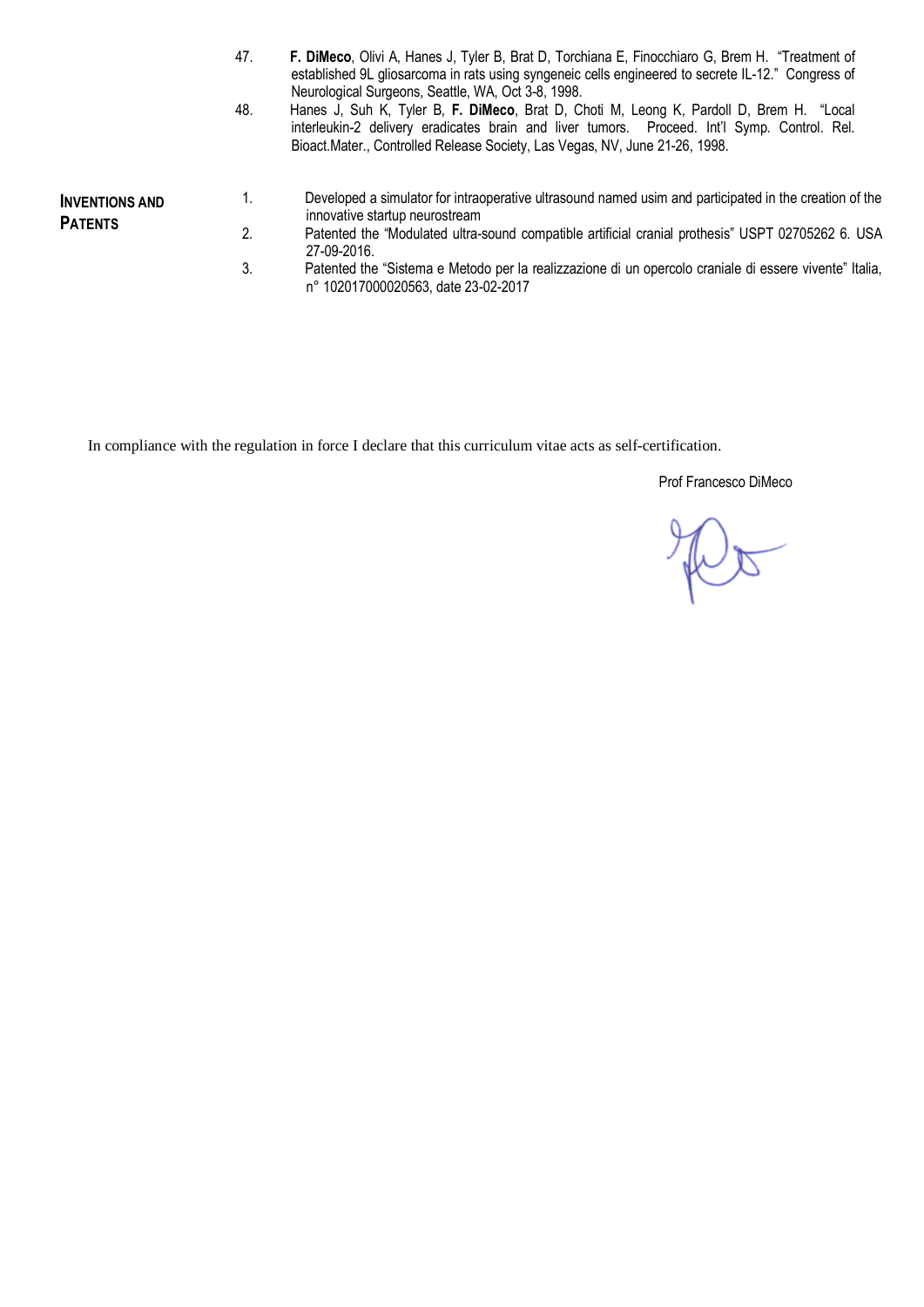47. **F. DiMeco**, Olivi A, Hanes J, Tyler B, Brat D, Torchiana E, Finocchiaro G, Brem H. "Treatment of established 9L gliosarcoma in rats using syngeneic cells engineered to secrete IL-12." Congress of Neurological Surgeons, Seattle, WA, Oct 3-8, 1998.
48. Hanes J, Suh K, Tyler B, **F. DiMeco**, Brat D, Choti M, Leong K, Pardoll D, Brem H. "Local interleukin-2 delivery eradicates brain and liver tumors. Proceed. Int'l Symp. Control. Rel. Bioact.Mater., Controlled Release Society, Las Vegas, NV, June 21-26, 1998.

**INVENTIONS AND PATENTS**

1. Developed a simulator for intraoperative ultrasound named usim and participated in the creation of the innovative startup neurostream
2. Patented the "Modulated ultra-sound compatible artificial cranial prothesis" USPT 02705262 6. USA 27-09-2016.
3. Patented the "Sistema e Metodo per la realizzazione di un opercolo craniale di essere vivente" Italia, n° 102017000020563, date 23-02-2017

In compliance with the regulation in force I declare that this curriculum vitae acts as self-certification.

Prof Francesco DiMeco